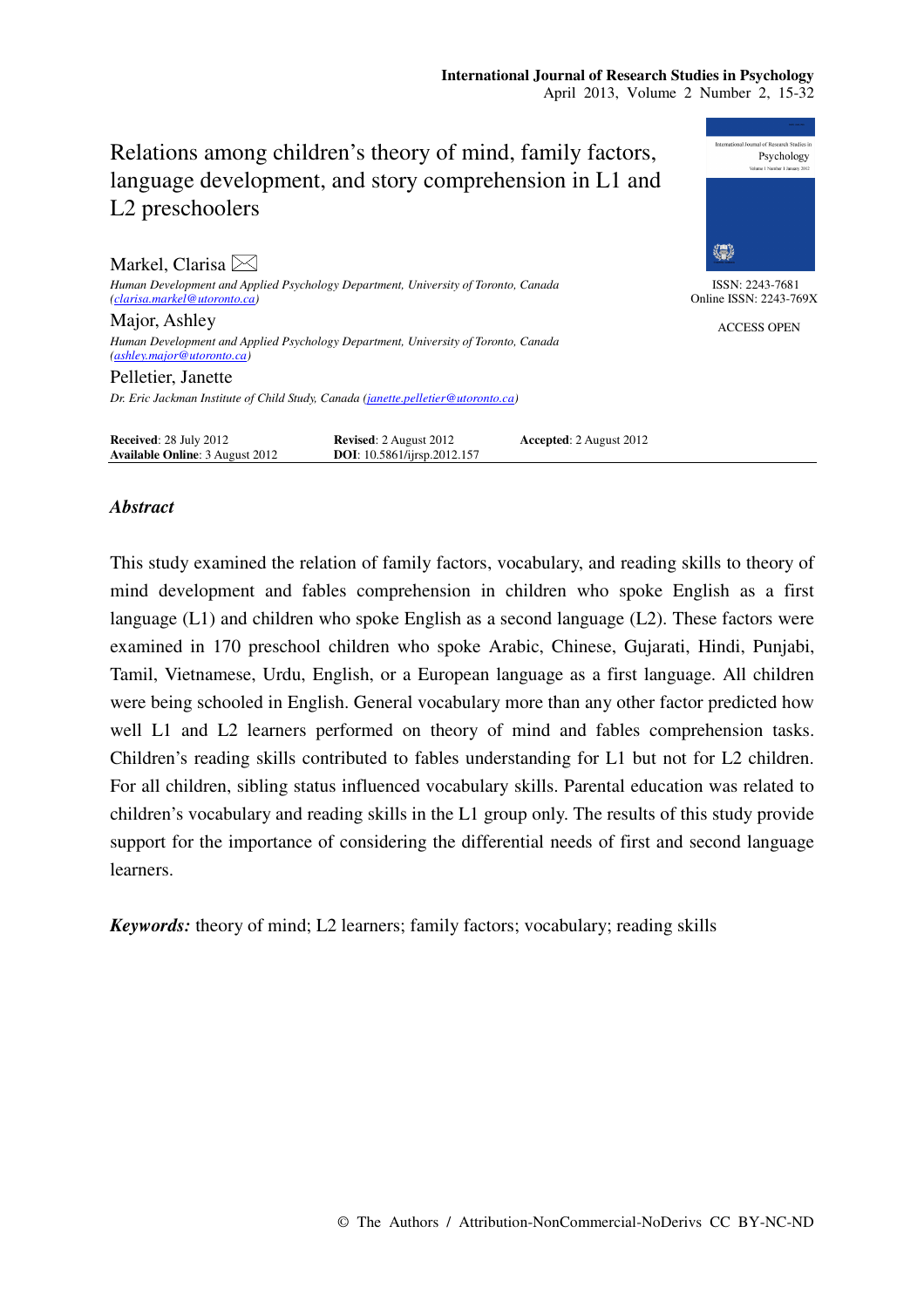# Relations among children's theory of mind, family factors, language development, and story comprehension in L1 and L2 preschoolers

ISSN: 2243-7681
Online ISSN: 2243-769X

ACCESS OPEN

**Markel, Clarisa** ✉
*Human Development and Applied Psychology Department, University of Toronto, Canada (clarisa.markel@utoronto.ca)*

**Major, Ashley**
*Human Development and Applied Psychology Department, University of Toronto, Canada (ashley.major@utoronto.ca)*

**Pelletier, Janette**
*Dr. Eric Jackman Institute of Child Study, Canada (janette.pelletier@utoronto.ca)*

**Received**: 28 July 2012 **Revised**: 2 August 2012 **Accepted**: 2 August 2012
**Available Online**: 3 August 2012 **DOI**: 10.5861/ijrsp.2012.157

## *Abstract*

This study examined the relation of family factors, vocabulary, and reading skills to theory of mind development and fables comprehension in children who spoke English as a first language (L1) and children who spoke English as a second language (L2). These factors were examined in 170 preschool children who spoke Arabic, Chinese, Gujarati, Hindi, Punjabi, Tamil, Vietnamese, Urdu, English, or a European language as a first language. All children were being schooled in English. General vocabulary more than any other factor predicted how well L1 and L2 learners performed on theory of mind and fables comprehension tasks. Children's reading skills contributed to fables understanding for L1 but not for L2 children. For all children, sibling status influenced vocabulary skills. Parental education was related to children's vocabulary and reading skills in the L1 group only. The results of this study provide support for the importance of considering the differential needs of first and second language learners.

***Keywords:*** theory of mind; L2 learners; family factors; vocabulary; reading skills

© The Authors / Attribution-NonCommercial-NoDerivs CC BY-NC-ND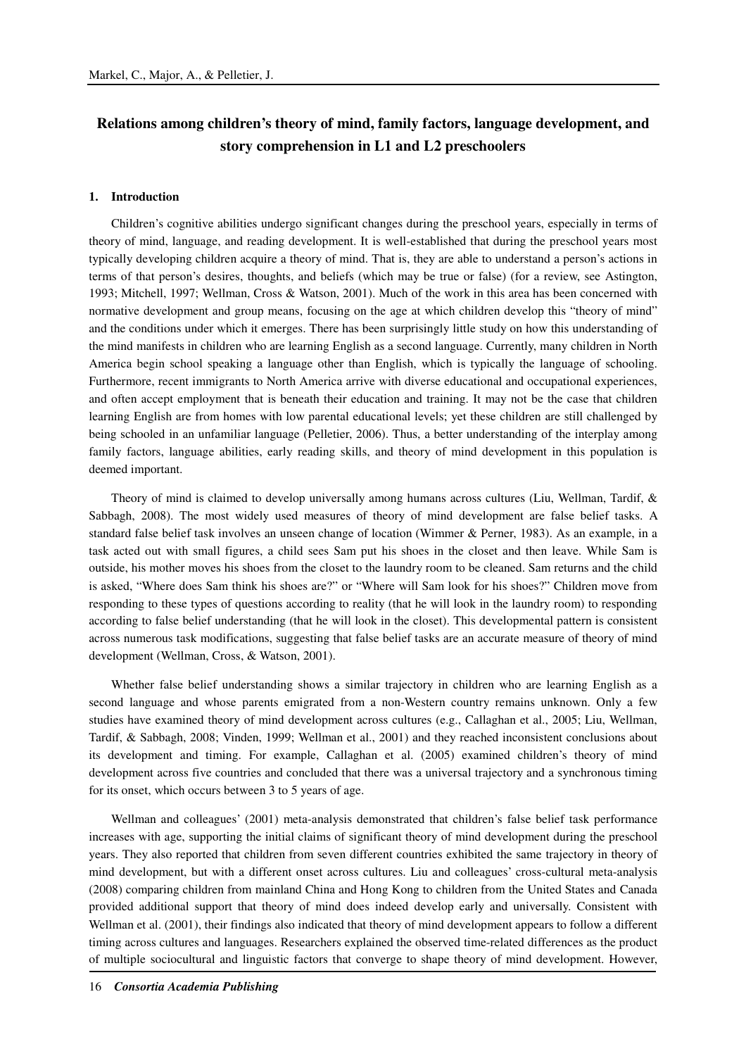# Relations among children's theory of mind, family factors, language development, and story comprehension in L1 and L2 preschoolers

## 1. Introduction

Children's cognitive abilities undergo significant changes during the preschool years, especially in terms of theory of mind, language, and reading development. It is well-established that during the preschool years most typically developing children acquire a theory of mind. That is, they are able to understand a person's actions in terms of that person's desires, thoughts, and beliefs (which may be true or false) (for a review, see Astington, 1993; Mitchell, 1997; Wellman, Cross & Watson, 2001). Much of the work in this area has been concerned with normative development and group means, focusing on the age at which children develop this "theory of mind" and the conditions under which it emerges. There has been surprisingly little study on how this understanding of the mind manifests in children who are learning English as a second language. Currently, many children in North America begin school speaking a language other than English, which is typically the language of schooling. Furthermore, recent immigrants to North America arrive with diverse educational and occupational experiences, and often accept employment that is beneath their education and training. It may not be the case that children learning English are from homes with low parental educational levels; yet these children are still challenged by being schooled in an unfamiliar language (Pelletier, 2006). Thus, a better understanding of the interplay among family factors, language abilities, early reading skills, and theory of mind development in this population is deemed important.

Theory of mind is claimed to develop universally among humans across cultures (Liu, Wellman, Tardif, & Sabbagh, 2008). The most widely used measures of theory of mind development are false belief tasks. A standard false belief task involves an unseen change of location (Wimmer & Perner, 1983). As an example, in a task acted out with small figures, a child sees Sam put his shoes in the closet and then leave. While Sam is outside, his mother moves his shoes from the closet to the laundry room to be cleaned. Sam returns and the child is asked, "Where does Sam think his shoes are?" or "Where will Sam look for his shoes?" Children move from responding to these types of questions according to reality (that he will look in the laundry room) to responding according to false belief understanding (that he will look in the closet). This developmental pattern is consistent across numerous task modifications, suggesting that false belief tasks are an accurate measure of theory of mind development (Wellman, Cross, & Watson, 2001).

Whether false belief understanding shows a similar trajectory in children who are learning English as a second language and whose parents emigrated from a non-Western country remains unknown. Only a few studies have examined theory of mind development across cultures (e.g., Callaghan et al., 2005; Liu, Wellman, Tardif, & Sabbagh, 2008; Vinden, 1999; Wellman et al., 2001) and they reached inconsistent conclusions about its development and timing. For example, Callaghan et al. (2005) examined children's theory of mind development across five countries and concluded that there was a universal trajectory and a synchronous timing for its onset, which occurs between 3 to 5 years of age.

Wellman and colleagues' (2001) meta-analysis demonstrated that children's false belief task performance increases with age, supporting the initial claims of significant theory of mind development during the preschool years. They also reported that children from seven different countries exhibited the same trajectory in theory of mind development, but with a different onset across cultures. Liu and colleagues' cross-cultural meta-analysis (2008) comparing children from mainland China and Hong Kong to children from the United States and Canada provided additional support that theory of mind does indeed develop early and universally. Consistent with Wellman et al. (2001), their findings also indicated that theory of mind development appears to follow a different timing across cultures and languages. Researchers explained the observed time-related differences as the product of multiple sociocultural and linguistic factors that converge to shape theory of mind development. However,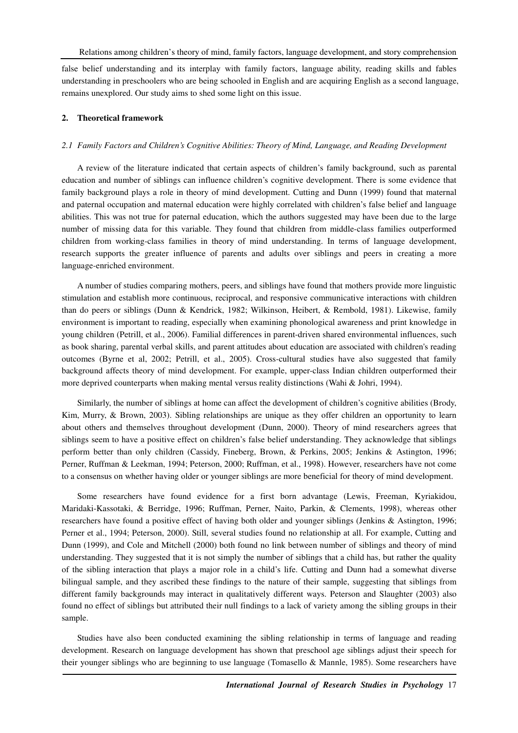false belief understanding and its interplay with family factors, language ability, reading skills and fables understanding in preschoolers who are being schooled in English and are acquiring English as a second language, remains unexplored. Our study aims to shed some light on this issue.

## 2. Theoretical framework

### *2.1 Family Factors and Children's Cognitive Abilities: Theory of Mind, Language, and Reading Development*

A review of the literature indicated that certain aspects of children's family background, such as parental education and number of siblings can influence children's cognitive development. There is some evidence that family background plays a role in theory of mind development. Cutting and Dunn (1999) found that maternal and paternal occupation and maternal education were highly correlated with children's false belief and language abilities. This was not true for paternal education, which the authors suggested may have been due to the large number of missing data for this variable. They found that children from middle-class families outperformed children from working-class families in theory of mind understanding. In terms of language development, research supports the greater influence of parents and adults over siblings and peers in creating a more language-enriched environment.

A number of studies comparing mothers, peers, and siblings have found that mothers provide more linguistic stimulation and establish more continuous, reciprocal, and responsive communicative interactions with children than do peers or siblings (Dunn & Kendrick, 1982; Wilkinson, Heibert, & Rembold, 1981). Likewise, family environment is important to reading, especially when examining phonological awareness and print knowledge in young children (Petrill, et al., 2006). Familial differences in parent-driven shared environmental influences, such as book sharing, parental verbal skills, and parent attitudes about education are associated with children's reading outcomes (Byrne et al, 2002; Petrill, et al., 2005). Cross-cultural studies have also suggested that family background affects theory of mind development. For example, upper-class Indian children outperformed their more deprived counterparts when making mental versus reality distinctions (Wahi & Johri, 1994).

Similarly, the number of siblings at home can affect the development of children's cognitive abilities (Brody, Kim, Murry, & Brown, 2003). Sibling relationships are unique as they offer children an opportunity to learn about others and themselves throughout development (Dunn, 2000). Theory of mind researchers agrees that siblings seem to have a positive effect on children's false belief understanding. They acknowledge that siblings perform better than only children (Cassidy, Fineberg, Brown, & Perkins, 2005; Jenkins & Astington, 1996; Perner, Ruffman & Leekman, 1994; Peterson, 2000; Ruffman, et al., 1998). However, researchers have not come to a consensus on whether having older or younger siblings are more beneficial for theory of mind development.

Some researchers have found evidence for a first born advantage (Lewis, Freeman, Kyriakidou, Maridaki-Kassotaki, & Berridge, 1996; Ruffman, Perner, Naito, Parkin, & Clements, 1998), whereas other researchers have found a positive effect of having both older and younger siblings (Jenkins & Astington, 1996; Perner et al., 1994; Peterson, 2000). Still, several studies found no relationship at all. For example, Cutting and Dunn (1999), and Cole and Mitchell (2000) both found no link between number of siblings and theory of mind understanding. They suggested that it is not simply the number of siblings that a child has, but rather the quality of the sibling interaction that plays a major role in a child's life. Cutting and Dunn had a somewhat diverse bilingual sample, and they ascribed these findings to the nature of their sample, suggesting that siblings from different family backgrounds may interact in qualitatively different ways. Peterson and Slaughter (2003) also found no effect of siblings but attributed their null findings to a lack of variety among the sibling groups in their sample.

Studies have also been conducted examining the sibling relationship in terms of language and reading development. Research on language development has shown that preschool age siblings adjust their speech for their younger siblings who are beginning to use language (Tomasello & Mannle, 1985). Some researchers have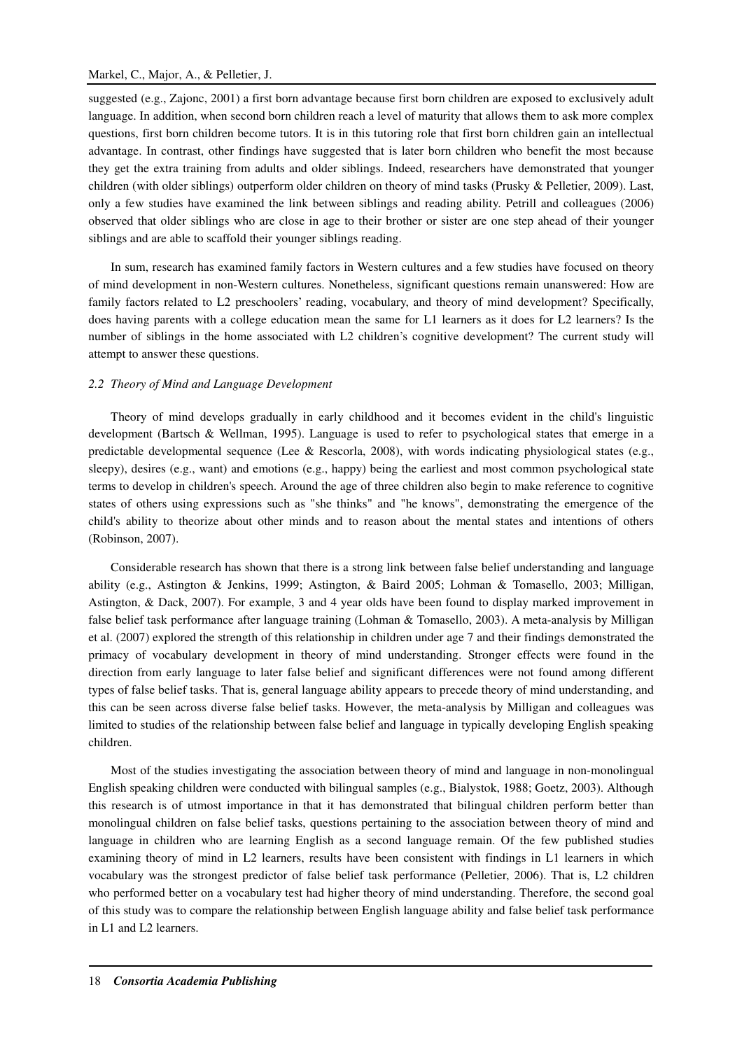suggested (e.g., Zajonc, 2001) a first born advantage because first born children are exposed to exclusively adult language. In addition, when second born children reach a level of maturity that allows them to ask more complex questions, first born children become tutors. It is in this tutoring role that first born children gain an intellectual advantage. In contrast, other findings have suggested that is later born children who benefit the most because they get the extra training from adults and older siblings. Indeed, researchers have demonstrated that younger children (with older siblings) outperform older children on theory of mind tasks (Prusky & Pelletier, 2009). Last, only a few studies have examined the link between siblings and reading ability. Petrill and colleagues (2006) observed that older siblings who are close in age to their brother or sister are one step ahead of their younger siblings and are able to scaffold their younger siblings reading.

In sum, research has examined family factors in Western cultures and a few studies have focused on theory of mind development in non-Western cultures. Nonetheless, significant questions remain unanswered: How are family factors related to L2 preschoolers' reading, vocabulary, and theory of mind development? Specifically, does having parents with a college education mean the same for L1 learners as it does for L2 learners? Is the number of siblings in the home associated with L2 children's cognitive development? The current study will attempt to answer these questions.

### *2.2 Theory of Mind and Language Development*

Theory of mind develops gradually in early childhood and it becomes evident in the child's linguistic development (Bartsch & Wellman, 1995). Language is used to refer to psychological states that emerge in a predictable developmental sequence (Lee & Rescorla, 2008), with words indicating physiological states (e.g., sleepy), desires (e.g., want) and emotions (e.g., happy) being the earliest and most common psychological state terms to develop in children's speech. Around the age of three children also begin to make reference to cognitive states of others using expressions such as "she thinks" and "he knows", demonstrating the emergence of the child's ability to theorize about other minds and to reason about the mental states and intentions of others (Robinson, 2007).

Considerable research has shown that there is a strong link between false belief understanding and language ability (e.g., Astington & Jenkins, 1999; Astington, & Baird 2005; Lohman & Tomasello, 2003; Milligan, Astington, & Dack, 2007). For example, 3 and 4 year olds have been found to display marked improvement in false belief task performance after language training (Lohman & Tomasello, 2003). A meta-analysis by Milligan et al. (2007) explored the strength of this relationship in children under age 7 and their findings demonstrated the primacy of vocabulary development in theory of mind understanding. Stronger effects were found in the direction from early language to later false belief and significant differences were not found among different types of false belief tasks. That is, general language ability appears to precede theory of mind understanding, and this can be seen across diverse false belief tasks. However, the meta-analysis by Milligan and colleagues was limited to studies of the relationship between false belief and language in typically developing English speaking children.

Most of the studies investigating the association between theory of mind and language in non-monolingual English speaking children were conducted with bilingual samples (e.g., Bialystok, 1988; Goetz, 2003). Although this research is of utmost importance in that it has demonstrated that bilingual children perform better than monolingual children on false belief tasks, questions pertaining to the association between theory of mind and language in children who are learning English as a second language remain. Of the few published studies examining theory of mind in L2 learners, results have been consistent with findings in L1 learners in which vocabulary was the strongest predictor of false belief task performance (Pelletier, 2006). That is, L2 children who performed better on a vocabulary test had higher theory of mind understanding. Therefore, the second goal of this study was to compare the relationship between English language ability and false belief task performance in L1 and L2 learners.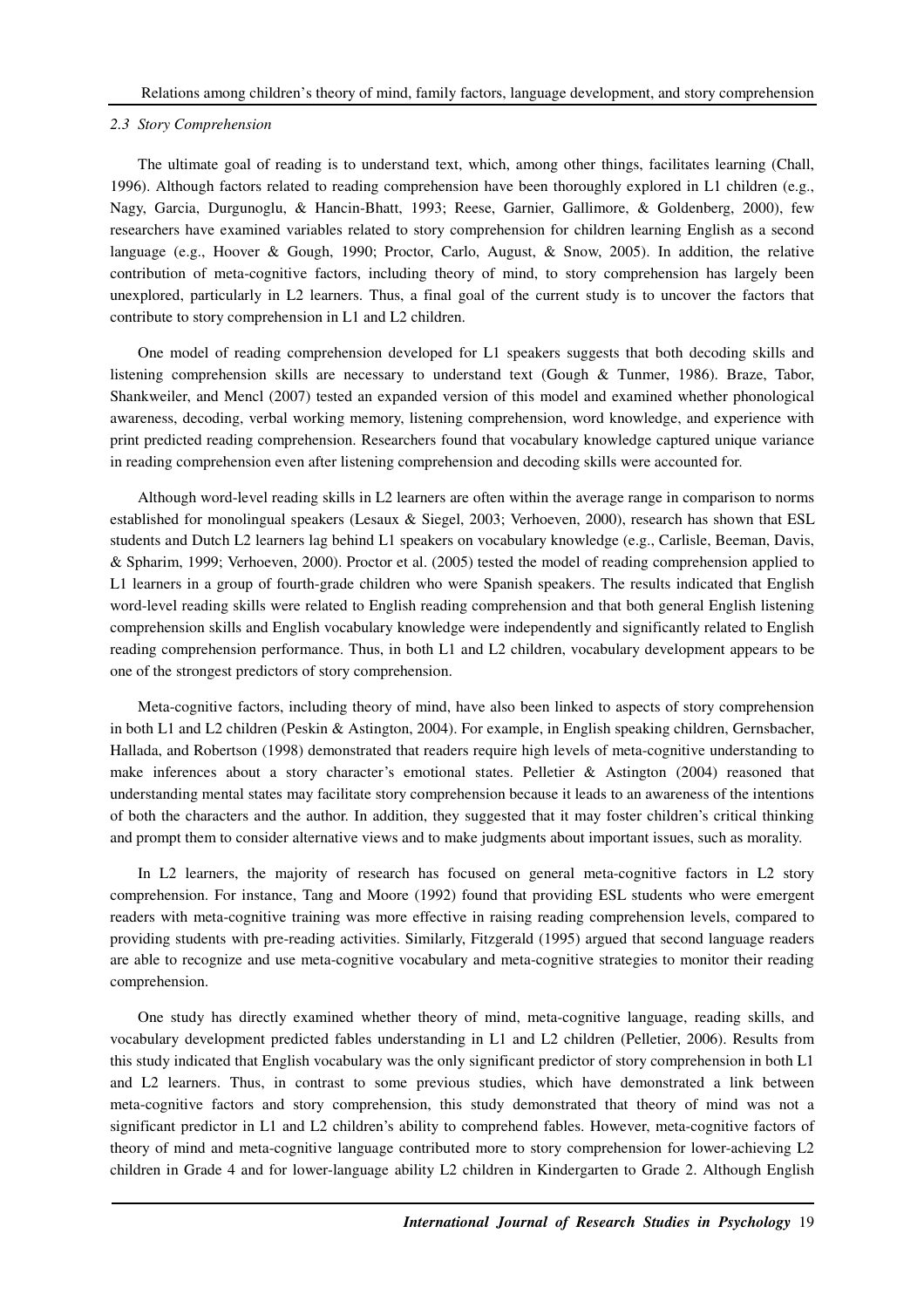### *2.3 Story Comprehension*

The ultimate goal of reading is to understand text, which, among other things, facilitates learning (Chall, 1996). Although factors related to reading comprehension have been thoroughly explored in L1 children (e.g., Nagy, Garcia, Durgunoglu, & Hancin-Bhatt, 1993; Reese, Garnier, Gallimore, & Goldenberg, 2000), few researchers have examined variables related to story comprehension for children learning English as a second language (e.g., Hoover & Gough, 1990; Proctor, Carlo, August, & Snow, 2005). In addition, the relative contribution of meta-cognitive factors, including theory of mind, to story comprehension has largely been unexplored, particularly in L2 learners. Thus, a final goal of the current study is to uncover the factors that contribute to story comprehension in L1 and L2 children.

One model of reading comprehension developed for L1 speakers suggests that both decoding skills and listening comprehension skills are necessary to understand text (Gough & Tunmer, 1986). Braze, Tabor, Shankweiler, and Mencl (2007) tested an expanded version of this model and examined whether phonological awareness, decoding, verbal working memory, listening comprehension, word knowledge, and experience with print predicted reading comprehension. Researchers found that vocabulary knowledge captured unique variance in reading comprehension even after listening comprehension and decoding skills were accounted for.

Although word-level reading skills in L2 learners are often within the average range in comparison to norms established for monolingual speakers (Lesaux & Siegel, 2003; Verhoeven, 2000), research has shown that ESL students and Dutch L2 learners lag behind L1 speakers on vocabulary knowledge (e.g., Carlisle, Beeman, Davis, & Spharim, 1999; Verhoeven, 2000). Proctor et al. (2005) tested the model of reading comprehension applied to L1 learners in a group of fourth-grade children who were Spanish speakers. The results indicated that English word-level reading skills were related to English reading comprehension and that both general English listening comprehension skills and English vocabulary knowledge were independently and significantly related to English reading comprehension performance. Thus, in both L1 and L2 children, vocabulary development appears to be one of the strongest predictors of story comprehension.

Meta-cognitive factors, including theory of mind, have also been linked to aspects of story comprehension in both L1 and L2 children (Peskin & Astington, 2004). For example, in English speaking children, Gernsbacher, Hallada, and Robertson (1998) demonstrated that readers require high levels of meta-cognitive understanding to make inferences about a story character's emotional states. Pelletier & Astington (2004) reasoned that understanding mental states may facilitate story comprehension because it leads to an awareness of the intentions of both the characters and the author. In addition, they suggested that it may foster children's critical thinking and prompt them to consider alternative views and to make judgments about important issues, such as morality.

In L2 learners, the majority of research has focused on general meta-cognitive factors in L2 story comprehension. For instance, Tang and Moore (1992) found that providing ESL students who were emergent readers with meta-cognitive training was more effective in raising reading comprehension levels, compared to providing students with pre-reading activities. Similarly, Fitzgerald (1995) argued that second language readers are able to recognize and use meta-cognitive vocabulary and meta-cognitive strategies to monitor their reading comprehension.

One study has directly examined whether theory of mind, meta-cognitive language, reading skills, and vocabulary development predicted fables understanding in L1 and L2 children (Pelletier, 2006). Results from this study indicated that English vocabulary was the only significant predictor of story comprehension in both L1 and L2 learners. Thus, in contrast to some previous studies, which have demonstrated a link between meta-cognitive factors and story comprehension, this study demonstrated that theory of mind was not a significant predictor in L1 and L2 children's ability to comprehend fables. However, meta-cognitive factors of theory of mind and meta-cognitive language contributed more to story comprehension for lower-achieving L2 children in Grade 4 and for lower-language ability L2 children in Kindergarten to Grade 2. Although English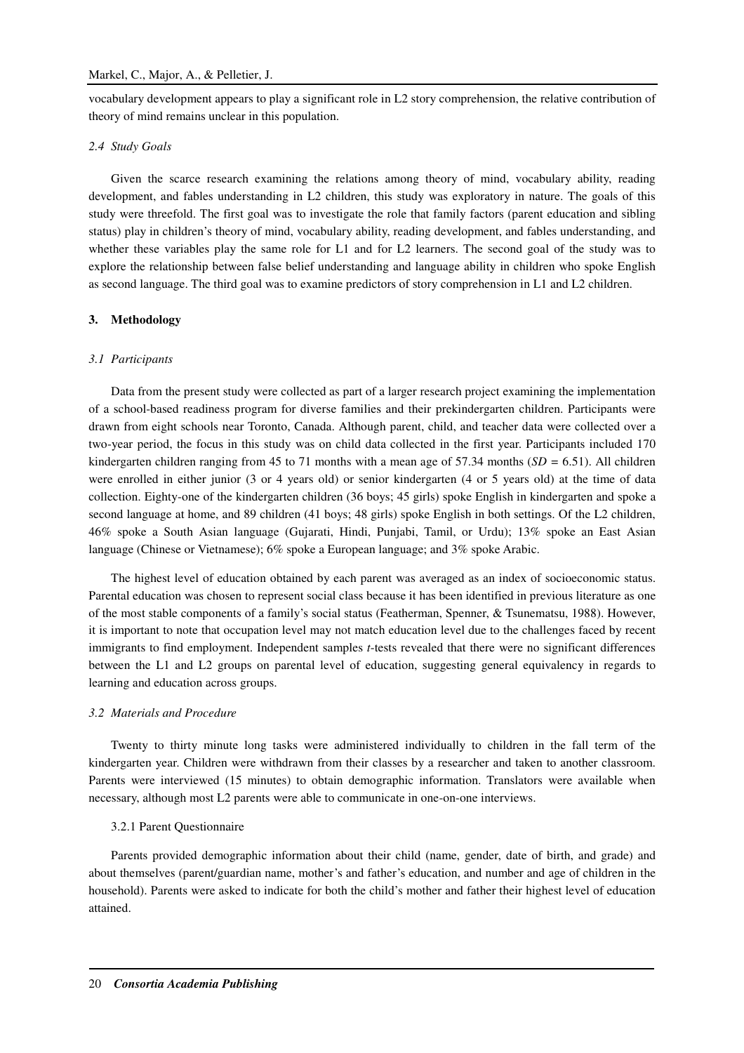vocabulary development appears to play a significant role in L2 story comprehension, the relative contribution of theory of mind remains unclear in this population.

### *2.4 Study Goals*

Given the scarce research examining the relations among theory of mind, vocabulary ability, reading development, and fables understanding in L2 children, this study was exploratory in nature. The goals of this study were threefold. The first goal was to investigate the role that family factors (parent education and sibling status) play in children's theory of mind, vocabulary ability, reading development, and fables understanding, and whether these variables play the same role for L1 and for L2 learners. The second goal of the study was to explore the relationship between false belief understanding and language ability in children who spoke English as second language. The third goal was to examine predictors of story comprehension in L1 and L2 children.

## **3. Methodology**

### *3.1 Participants*

Data from the present study were collected as part of a larger research project examining the implementation of a school-based readiness program for diverse families and their prekindergarten children. Participants were drawn from eight schools near Toronto, Canada. Although parent, child, and teacher data were collected over a two-year period, the focus in this study was on child data collected in the first year. Participants included 170 kindergarten children ranging from 45 to 71 months with a mean age of 57.34 months (*SD* = 6.51). All children were enrolled in either junior (3 or 4 years old) or senior kindergarten (4 or 5 years old) at the time of data collection. Eighty-one of the kindergarten children (36 boys; 45 girls) spoke English in kindergarten and spoke a second language at home, and 89 children (41 boys; 48 girls) spoke English in both settings. Of the L2 children, 46% spoke a South Asian language (Gujarati, Hindi, Punjabi, Tamil, or Urdu); 13% spoke an East Asian language (Chinese or Vietnamese); 6% spoke a European language; and 3% spoke Arabic.

The highest level of education obtained by each parent was averaged as an index of socioeconomic status. Parental education was chosen to represent social class because it has been identified in previous literature as one of the most stable components of a family's social status (Featherman, Spenner, & Tsunematsu, 1988). However, it is important to note that occupation level may not match education level due to the challenges faced by recent immigrants to find employment. Independent samples *t*-tests revealed that there were no significant differences between the L1 and L2 groups on parental level of education, suggesting general equivalency in regards to learning and education across groups.

### *3.2 Materials and Procedure*

Twenty to thirty minute long tasks were administered individually to children in the fall term of the kindergarten year. Children were withdrawn from their classes by a researcher and taken to another classroom. Parents were interviewed (15 minutes) to obtain demographic information. Translators were available when necessary, although most L2 parents were able to communicate in one-on-one interviews.

#### 3.2.1 Parent Questionnaire

Parents provided demographic information about their child (name, gender, date of birth, and grade) and about themselves (parent/guardian name, mother's and father's education, and number and age of children in the household). Parents were asked to indicate for both the child's mother and father their highest level of education attained.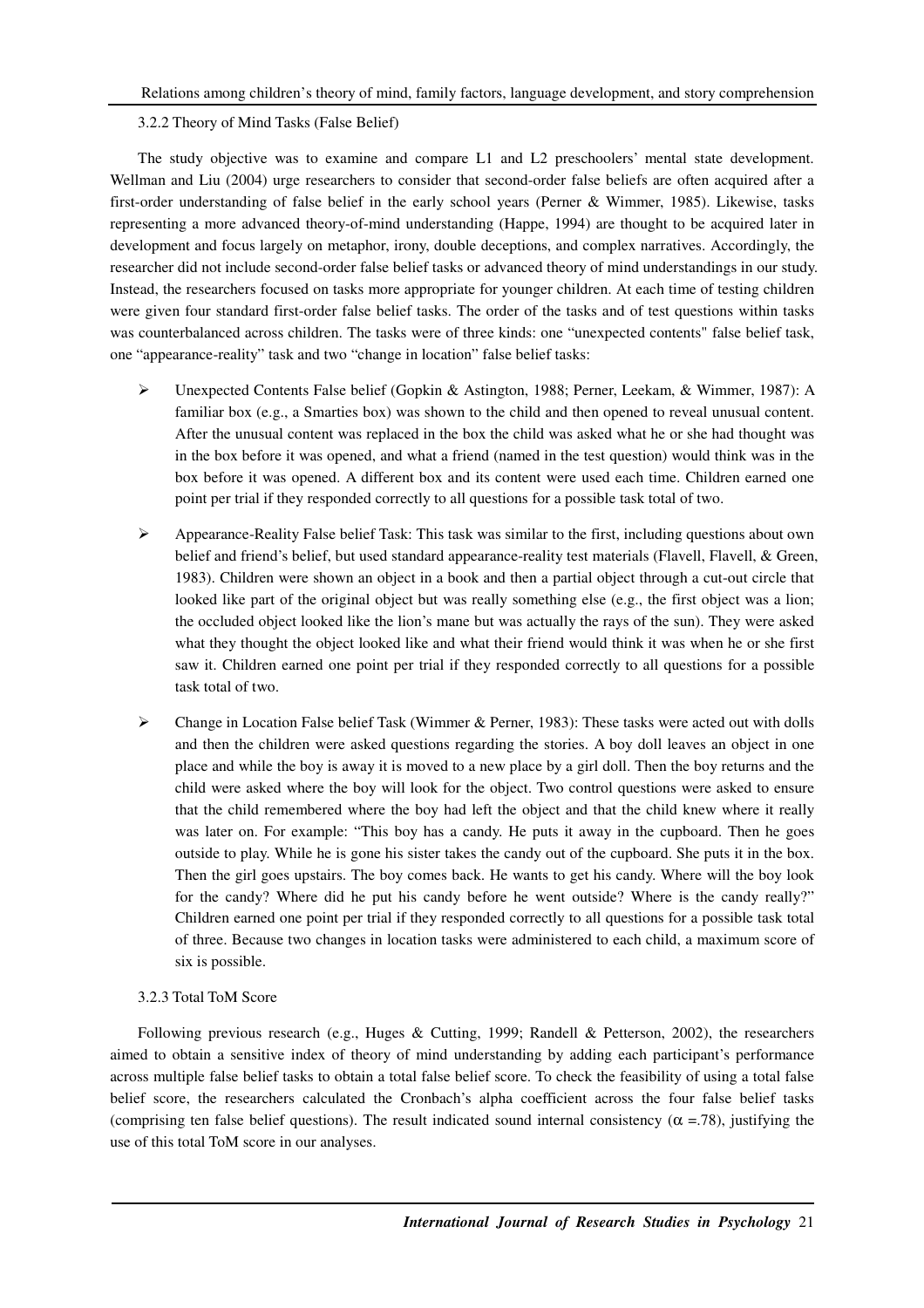### 3.2.2 Theory of Mind Tasks (False Belief)

The study objective was to examine and compare L1 and L2 preschoolers' mental state development. Wellman and Liu (2004) urge researchers to consider that second-order false beliefs are often acquired after a first-order understanding of false belief in the early school years (Perner & Wimmer, 1985). Likewise, tasks representing a more advanced theory-of-mind understanding (Happe, 1994) are thought to be acquired later in development and focus largely on metaphor, irony, double deceptions, and complex narratives. Accordingly, the researcher did not include second-order false belief tasks or advanced theory of mind understandings in our study. Instead, the researchers focused on tasks more appropriate for younger children. At each time of testing children were given four standard first-order false belief tasks. The order of the tasks and of test questions within tasks was counterbalanced across children. The tasks were of three kinds: one "unexpected contents" false belief task, one "appearance-reality" task and two "change in location" false belief tasks:

- Unexpected Contents False belief (Gopkin & Astington, 1988; Perner, Leekam, & Wimmer, 1987): A familiar box (e.g., a Smarties box) was shown to the child and then opened to reveal unusual content. After the unusual content was replaced in the box the child was asked what he or she had thought was in the box before it was opened, and what a friend (named in the test question) would think was in the box before it was opened. A different box and its content were used each time. Children earned one point per trial if they responded correctly to all questions for a possible task total of two.
- Appearance-Reality False belief Task: This task was similar to the first, including questions about own belief and friend's belief, but used standard appearance-reality test materials (Flavell, Flavell, & Green, 1983). Children were shown an object in a book and then a partial object through a cut-out circle that looked like part of the original object but was really something else (e.g., the first object was a lion; the occluded object looked like the lion's mane but was actually the rays of the sun). They were asked what they thought the object looked like and what their friend would think it was when he or she first saw it. Children earned one point per trial if they responded correctly to all questions for a possible task total of two.
- Change in Location False belief Task (Wimmer & Perner, 1983): These tasks were acted out with dolls and then the children were asked questions regarding the stories. A boy doll leaves an object in one place and while the boy is away it is moved to a new place by a girl doll. Then the boy returns and the child were asked where the boy will look for the object. Two control questions were asked to ensure that the child remembered where the boy had left the object and that the child knew where it really was later on. For example: "This boy has a candy. He puts it away in the cupboard. Then he goes outside to play. While he is gone his sister takes the candy out of the cupboard. She puts it in the box. Then the girl goes upstairs. The boy comes back. He wants to get his candy. Where will the boy look for the candy? Where did he put his candy before he went outside? Where is the candy really?" Children earned one point per trial if they responded correctly to all questions for a possible task total of three. Because two changes in location tasks were administered to each child, a maximum score of six is possible.

### 3.2.3 Total ToM Score

Following previous research (e.g., Huges & Cutting, 1999; Randell & Petterson, 2002), the researchers aimed to obtain a sensitive index of theory of mind understanding by adding each participant's performance across multiple false belief tasks to obtain a total false belief score. To check the feasibility of using a total false belief score, the researchers calculated the Cronbach's alpha coefficient across the four false belief tasks (comprising ten false belief questions). The result indicated sound internal consistency ($\alpha = .78$), justifying the use of this total ToM score in our analyses.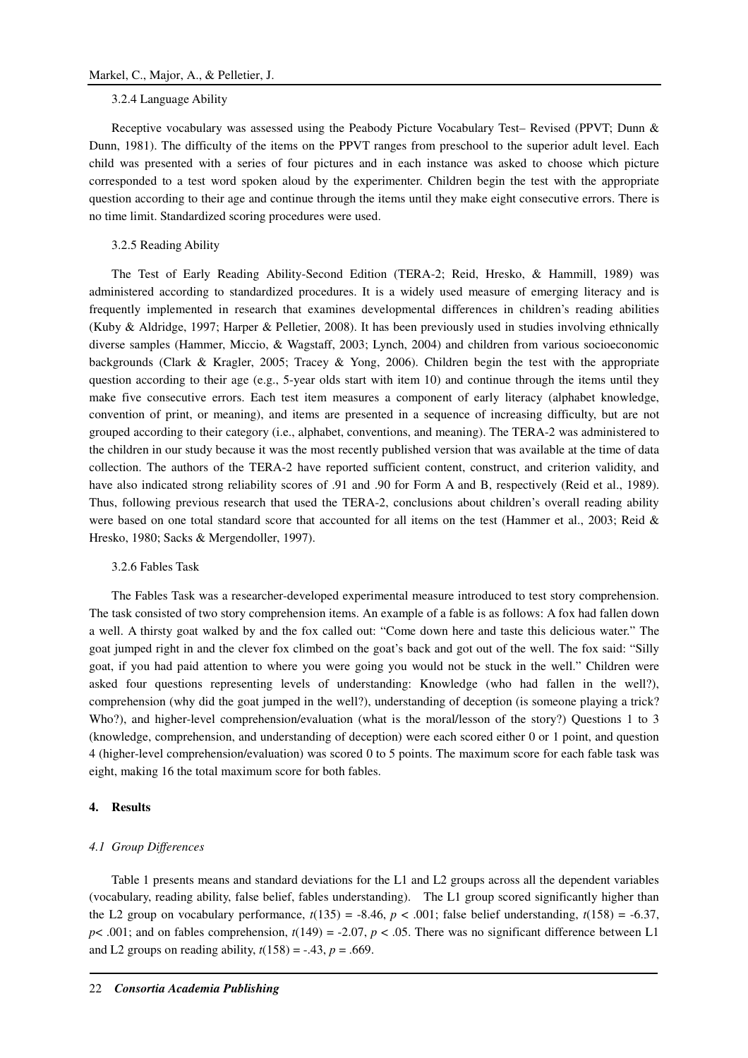#### 3.2.4 Language Ability

Receptive vocabulary was assessed using the Peabody Picture Vocabulary Test– Revised (PPVT; Dunn & Dunn, 1981). The difficulty of the items on the PPVT ranges from preschool to the superior adult level. Each child was presented with a series of four pictures and in each instance was asked to choose which picture corresponded to a test word spoken aloud by the experimenter. Children begin the test with the appropriate question according to their age and continue through the items until they make eight consecutive errors. There is no time limit. Standardized scoring procedures were used.

#### 3.2.5 Reading Ability

The Test of Early Reading Ability-Second Edition (TERA-2; Reid, Hresko, & Hammill, 1989) was administered according to standardized procedures. It is a widely used measure of emerging literacy and is frequently implemented in research that examines developmental differences in children's reading abilities (Kuby & Aldridge, 1997; Harper & Pelletier, 2008). It has been previously used in studies involving ethnically diverse samples (Hammer, Miccio, & Wagstaff, 2003; Lynch, 2004) and children from various socioeconomic backgrounds (Clark & Kragler, 2005; Tracey & Yong, 2006). Children begin the test with the appropriate question according to their age (e.g., 5-year olds start with item 10) and continue through the items until they make five consecutive errors. Each test item measures a component of early literacy (alphabet knowledge, convention of print, or meaning), and items are presented in a sequence of increasing difficulty, but are not grouped according to their category (i.e., alphabet, conventions, and meaning). The TERA-2 was administered to the children in our study because it was the most recently published version that was available at the time of data collection. The authors of the TERA-2 have reported sufficient content, construct, and criterion validity, and have also indicated strong reliability scores of .91 and .90 for Form A and B, respectively (Reid et al., 1989). Thus, following previous research that used the TERA-2, conclusions about children's overall reading ability were based on one total standard score that accounted for all items on the test (Hammer et al., 2003; Reid & Hresko, 1980; Sacks & Mergendoller, 1997).

#### 3.2.6 Fables Task

The Fables Task was a researcher-developed experimental measure introduced to test story comprehension. The task consisted of two story comprehension items. An example of a fable is as follows: A fox had fallen down a well. A thirsty goat walked by and the fox called out: "Come down here and taste this delicious water." The goat jumped right in and the clever fox climbed on the goat's back and got out of the well. The fox said: "Silly goat, if you had paid attention to where you were going you would not be stuck in the well." Children were asked four questions representing levels of understanding: Knowledge (who had fallen in the well?), comprehension (why did the goat jumped in the well?), understanding of deception (is someone playing a trick? Who?), and higher-level comprehension/evaluation (what is the moral/lesson of the story?) Questions 1 to 3 (knowledge, comprehension, and understanding of deception) were each scored either 0 or 1 point, and question 4 (higher-level comprehension/evaluation) was scored 0 to 5 points. The maximum score for each fable task was eight, making 16 the total maximum score for both fables.

## 4. Results

### *4.1 Group Differences*

Table 1 presents means and standard deviations for the L1 and L2 groups across all the dependent variables (vocabulary, reading ability, false belief, fables understanding). The L1 group scored significantly higher than the L2 group on vocabulary performance, $t(135) = -8.46$, $p < .001$; false belief understanding, $t(158) = -6.37$, $p < .001$; and on fables comprehension, $t(149) = -2.07$, $p < .05$. There was no significant difference between L1 and L2 groups on reading ability, $t(158) = -.43$, $p = .669$.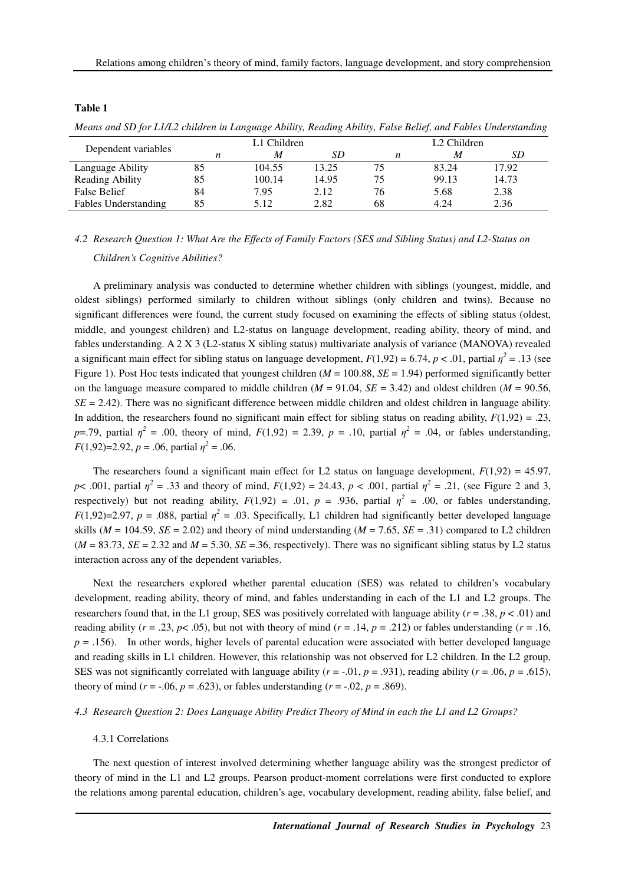**Table 1**

*Means and SD for L1/L2 children in Language Ability, Reading Ability, False Belief, and Fables Understanding*

| Dependent variables | L1 Children | | | L2 Children | | |
|---|---|---|---|---|---|---|
| | *n* | *M* | *SD* | *n* | *M* | *SD* |
| Language Ability | 85 | 104.55 | 13.25 | 75 | 83.24 | 17.92 |
| Reading Ability | 85 | 100.14 | 14.95 | 75 | 99.13 | 14.73 |
| False Belief | 84 | 7.95 | 2.12 | 76 | 5.68 | 2.38 |
| Fables Understanding | 85 | 5.12 | 2.82 | 68 | 4.24 | 2.36 |

### *4.2 Research Question 1: What Are the Effects of Family Factors (SES and Sibling Status) and L2-Status on Children's Cognitive Abilities?*

A preliminary analysis was conducted to determine whether children with siblings (youngest, middle, and oldest siblings) performed similarly to children without siblings (only children and twins). Because no significant differences were found, the current study focused on examining the effects of sibling status (oldest, middle, and youngest children) and L2-status on language development, reading ability, theory of mind, and fables understanding. A 2 X 3 (L2-status X sibling status) multivariate analysis of variance (MANOVA) revealed a significant main effect for sibling status on language development, $F(1,92) = 6.74$, $p < .01$, partial $\eta^2 = .13$ (see Figure 1). Post Hoc tests indicated that youngest children ($M = 100.88$, $SE = 1.94$) performed significantly better on the language measure compared to middle children ($M = 91.04$, $SE = 3.42$) and oldest children ($M = 90.56$, $SE = 2.42$). There was no significant difference between middle children and oldest children in language ability. In addition, the researchers found no significant main effect for sibling status on reading ability, $F(1,92) = .23$, $p=.79$, partial $\eta^2 = .00$, theory of mind, $F(1,92) = 2.39$, $p = .10$, partial $\eta^2 = .04$, or fables understanding, $F(1,92)=2.92$, $p = .06$, partial $\eta^2 = .06$.

The researchers found a significant main effect for L2 status on language development, $F(1,92) = 45.97$, $p< .001$, partial $\eta^2 = .33$ and theory of mind, $F(1,92) = 24.43$, $p < .001$, partial $\eta^2 = .21$, (see Figure 2 and 3, respectively) but not reading ability, $F(1,92) = .01$, $p = .936$, partial $\eta^2 = .00$, or fables understanding, $F(1,92)=2.97$, $p = .088$, partial $\eta^2 = .03$. Specifically, L1 children had significantly better developed language skills ($M = 104.59$, $SE = 2.02$) and theory of mind understanding ($M = 7.65$, $SE = .31$) compared to L2 children ($M = 83.73$, $SE = 2.32$ and $M = 5.30$, $SE =.36$, respectively). There was no significant sibling status by L2 status interaction across any of the dependent variables.

Next the researchers explored whether parental education (SES) was related to children's vocabulary development, reading ability, theory of mind, and fables understanding in each of the L1 and L2 groups. The researchers found that, in the L1 group, SES was positively correlated with language ability ($r = .38$, $p < .01$) and reading ability ($r = .23$, $p< .05$), but not with theory of mind ($r = .14$, $p = .212$) or fables understanding ($r = .16$, $p = .156$). In other words, higher levels of parental education were associated with better developed language and reading skills in L1 children. However, this relationship was not observed for L2 children. In the L2 group, SES was not significantly correlated with language ability ($r = -.01$, $p = .931$), reading ability ($r = .06$, $p = .615$), theory of mind ($r = -.06$, $p = .623$), or fables understanding ($r = -.02$, $p = .869$).

### *4.3 Research Question 2: Does Language Ability Predict Theory of Mind in each the L1 and L2 Groups?*

#### 4.3.1 Correlations

The next question of interest involved determining whether language ability was the strongest predictor of theory of mind in the L1 and L2 groups. Pearson product-moment correlations were first conducted to explore the relations among parental education, children's age, vocabulary development, reading ability, false belief, and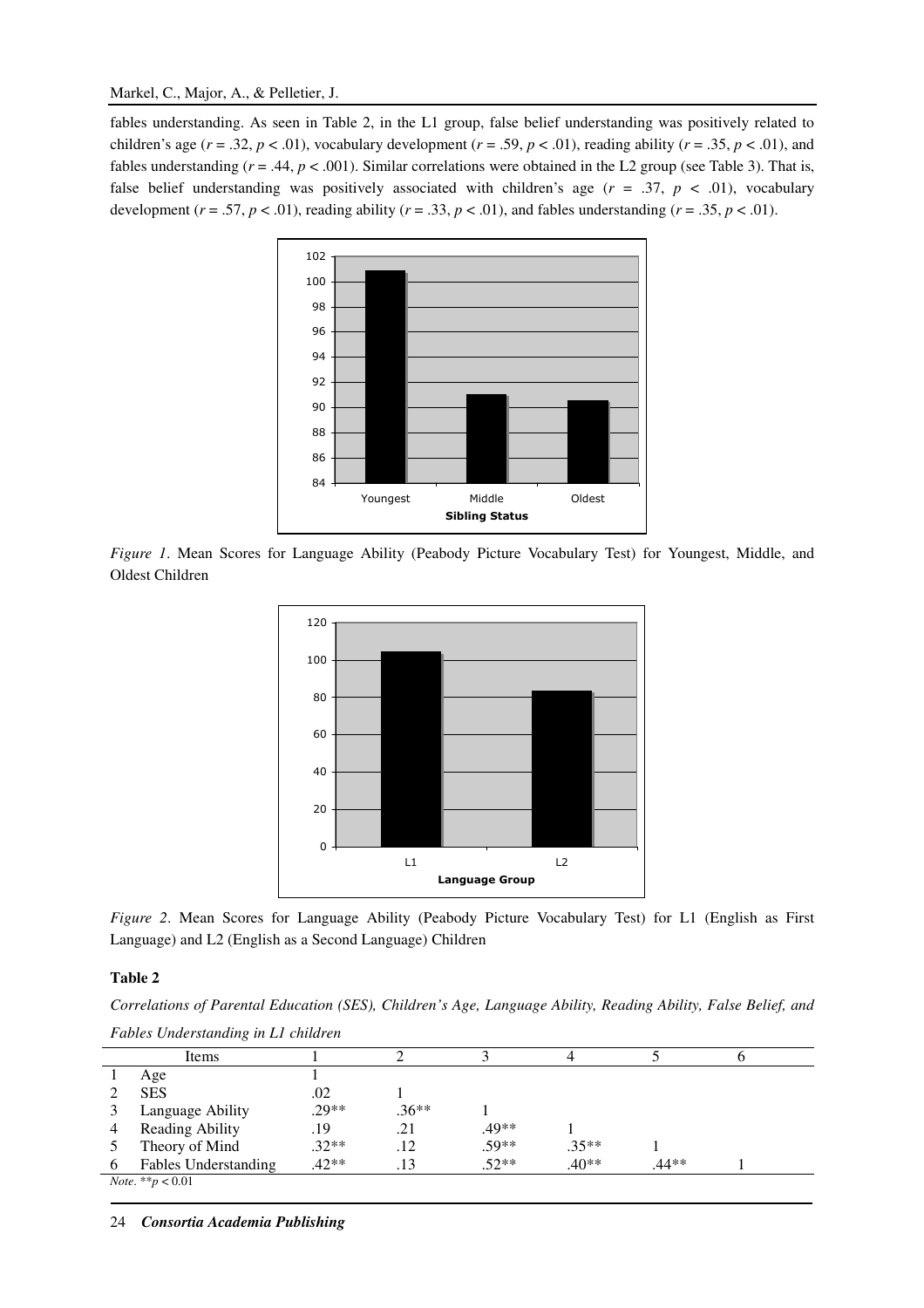fables understanding. As seen in Table 2, in the L1 group, false belief understanding was positively related to children's age ($r = .32$, $p < .01$), vocabulary development ($r = .59$, $p < .01$), reading ability ($r = .35$, $p < .01$), and fables understanding ($r = .44$, $p < .001$). Similar correlations were obtained in the L2 group (see Table 3). That is, false belief understanding was positively associated with children's age ($r = .37$, $p < .01$), vocabulary development ($r = .57$, $p < .01$), reading ability ($r = .33$, $p < .01$), and fables understanding ($r = .35$, $p < .01$).

*Figure 1*. Mean Scores for Language Ability (Peabody Picture Vocabulary Test) for Youngest, Middle, and Oldest Children

*Figure 2*. Mean Scores for Language Ability (Peabody Picture Vocabulary Test) for L1 (English as First Language) and L2 (English as a Second Language) Children

**Table 2**

*Correlations of Parental Education (SES), Children's Age, Language Ability, Reading Ability, False Belief, and Fables Understanding in L1 children*

| | Items | 1 | 2 | 3 | 4 | 5 | 6 |
|---|---|---|---|---|---|---|---|
| 1 | Age | 1 | | | | | |
| 2 | SES | .02 | 1 | | | | |
| 3 | Language Ability | .29** | .36** | 1 | | | |
| 4 | Reading Ability | .19 | .21 | .49** | 1 | | |
| 5 | Theory of Mind | .32** | .12 | .59** | .35** | 1 | |
| 6 | Fables Understanding | .42** | .13 | .52** | .40** | .44** | 1 |

*Note*. **$p < 0.01$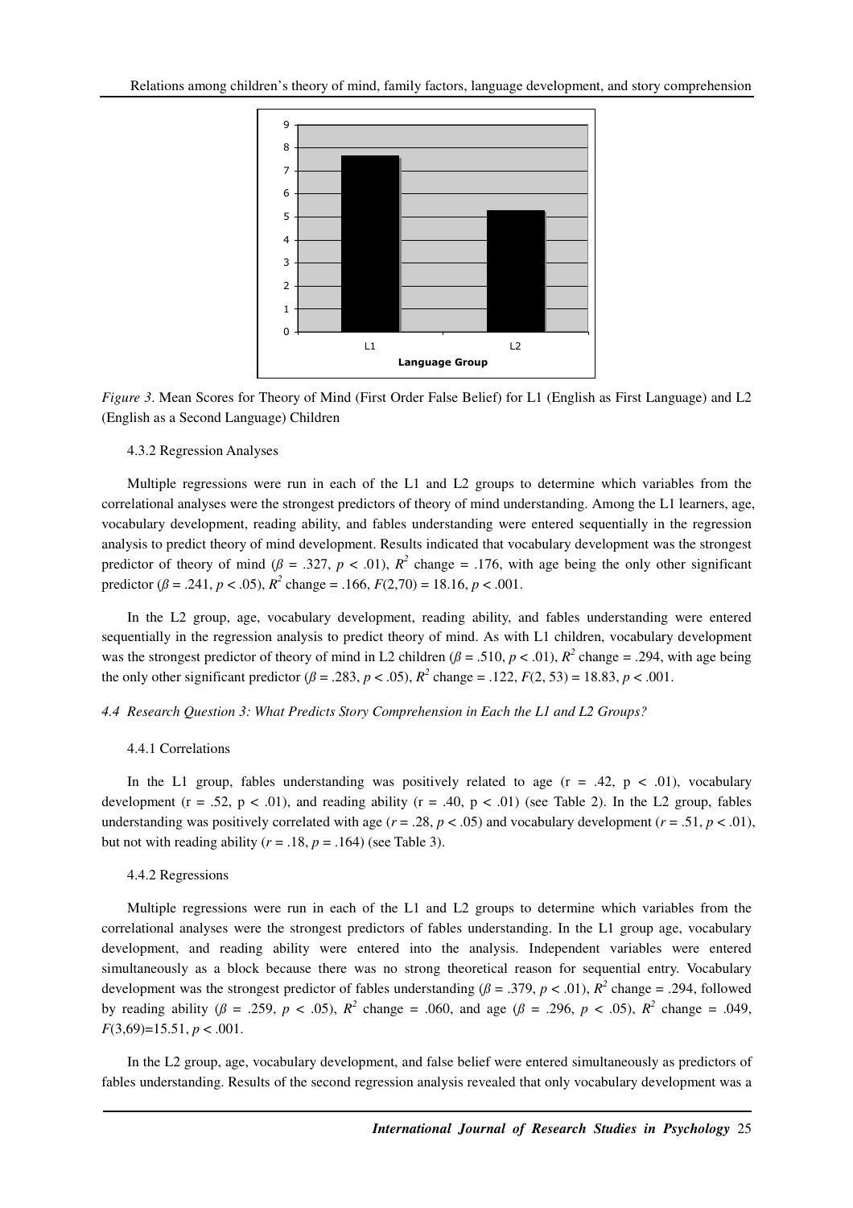*Figure 3*. Mean Scores for Theory of Mind (First Order False Belief) for L1 (English as First Language) and L2 (English as a Second Language) Children

4.3.2 Regression Analyses

Multiple regressions were run in each of the L1 and L2 groups to determine which variables from the correlational analyses were the strongest predictors of theory of mind understanding. Among the L1 learners, age, vocabulary development, reading ability, and fables understanding were entered sequentially in the regression analysis to predict theory of mind development. Results indicated that vocabulary development was the strongest predictor of theory of mind ($\beta = .327$, $p < .01$), $R^2$ change = .176, with age being the only other significant predictor ($\beta = .241$, $p < .05$), $R^2$ change = .166, $F(2,70) = 18.16$, $p < .001$.

In the L2 group, age, vocabulary development, reading ability, and fables understanding were entered sequentially in the regression analysis to predict theory of mind. As with L1 children, vocabulary development was the strongest predictor of theory of mind in L2 children ($\beta = .510$, $p < .01$), $R^2$ change = .294, with age being the only other significant predictor ($\beta = .283$, $p < .05$), $R^2$ change = .122, $F(2, 53) = 18.83$, $p < .001$.

*4.4 Research Question 3: What Predicts Story Comprehension in Each the L1 and L2 Groups?*

4.4.1 Correlations

In the L1 group, fables understanding was positively related to age ($r = .42$, $p < .01$), vocabulary development ($r = .52$, $p < .01$), and reading ability ($r = .40$, $p < .01$) (see Table 2). In the L2 group, fables understanding was positively correlated with age ($r = .28$, $p < .05$) and vocabulary development ($r = .51$, $p < .01$), but not with reading ability ($r = .18$, $p = .164$) (see Table 3).

4.4.2 Regressions

Multiple regressions were run in each of the L1 and L2 groups to determine which variables from the correlational analyses were the strongest predictors of fables understanding. In the L1 group age, vocabulary development, and reading ability were entered into the analysis. Independent variables were entered simultaneously as a block because there was no strong theoretical reason for sequential entry. Vocabulary development was the strongest predictor of fables understanding ($\beta = .379$, $p < .01$), $R^2$ change = .294, followed by reading ability ($\beta = .259$, $p < .05$), $R^2$ change = .060, and age ($\beta = .296$, $p < .05$), $R^2$ change = .049, $F(3,69)=15.51$, $p < .001$.

In the L2 group, age, vocabulary development, and false belief were entered simultaneously as predictors of fables understanding. Results of the second regression analysis revealed that only vocabulary development was a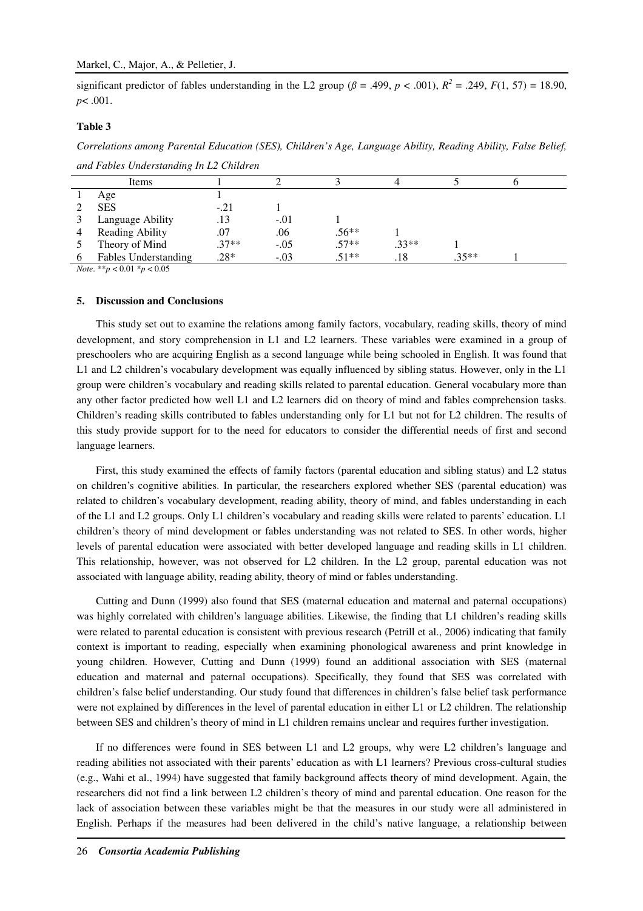significant predictor of fables understanding in the L2 group ($\beta = .499$, $p < .001$), $R^2 = .249$, $F(1, 57) = 18.90$, $p < .001$.

**Table 3**

*Correlations among Parental Education (SES), Children's Age, Language Ability, Reading Ability, False Belief, and Fables Understanding In L2 Children*

| | Items | 1 | 2 | 3 | 4 | 5 | 6 |
|---|---|---|---|---|---|---|---|
| 1 | Age | 1 | | | | | |
| 2 | SES | -.21 | 1 | | | | |
| 3 | Language Ability | .13 | -.01 | 1 | | | |
| 4 | Reading Ability | .07 | .06 | .56** | 1 | | |
| 5 | Theory of Mind | .37** | -.05 | .57** | .33** | 1 | |
| 6 | Fables Understanding | .28* | -.03 | .51** | .18 | .35** | 1 |

*Note*. $^{**}p < 0.01$ $^{*}p < 0.05$

## 5. Discussion and Conclusions

This study set out to examine the relations among family factors, vocabulary, reading skills, theory of mind development, and story comprehension in L1 and L2 learners. These variables were examined in a group of preschoolers who are acquiring English as a second language while being schooled in English. It was found that L1 and L2 children's vocabulary development was equally influenced by sibling status. However, only in the L1 group were children's vocabulary and reading skills related to parental education. General vocabulary more than any other factor predicted how well L1 and L2 learners did on theory of mind and fables comprehension tasks. Children's reading skills contributed to fables understanding only for L1 but not for L2 children. The results of this study provide support for to the need for educators to consider the differential needs of first and second language learners.

First, this study examined the effects of family factors (parental education and sibling status) and L2 status on children's cognitive abilities. In particular, the researchers explored whether SES (parental education) was related to children's vocabulary development, reading ability, theory of mind, and fables understanding in each of the L1 and L2 groups. Only L1 children's vocabulary and reading skills were related to parents' education. L1 children's theory of mind development or fables understanding was not related to SES. In other words, higher levels of parental education were associated with better developed language and reading skills in L1 children. This relationship, however, was not observed for L2 children. In the L2 group, parental education was not associated with language ability, reading ability, theory of mind or fables understanding.

Cutting and Dunn (1999) also found that SES (maternal education and maternal and paternal occupations) was highly correlated with children's language abilities. Likewise, the finding that L1 children's reading skills were related to parental education is consistent with previous research (Petrill et al., 2006) indicating that family context is important to reading, especially when examining phonological awareness and print knowledge in young children. However, Cutting and Dunn (1999) found an additional association with SES (maternal education and maternal and paternal occupations). Specifically, they found that SES was correlated with children's false belief understanding. Our study found that differences in children's false belief task performance were not explained by differences in the level of parental education in either L1 or L2 children. The relationship between SES and children's theory of mind in L1 children remains unclear and requires further investigation.

If no differences were found in SES between L1 and L2 groups, why were L2 children's language and reading abilities not associated with their parents' education as with L1 learners? Previous cross-cultural studies (e.g., Wahi et al., 1994) have suggested that family background affects theory of mind development. Again, the researchers did not find a link between L2 children's theory of mind and parental education. One reason for the lack of association between these variables might be that the measures in our study were all administered in English. Perhaps if the measures had been delivered in the child's native language, a relationship between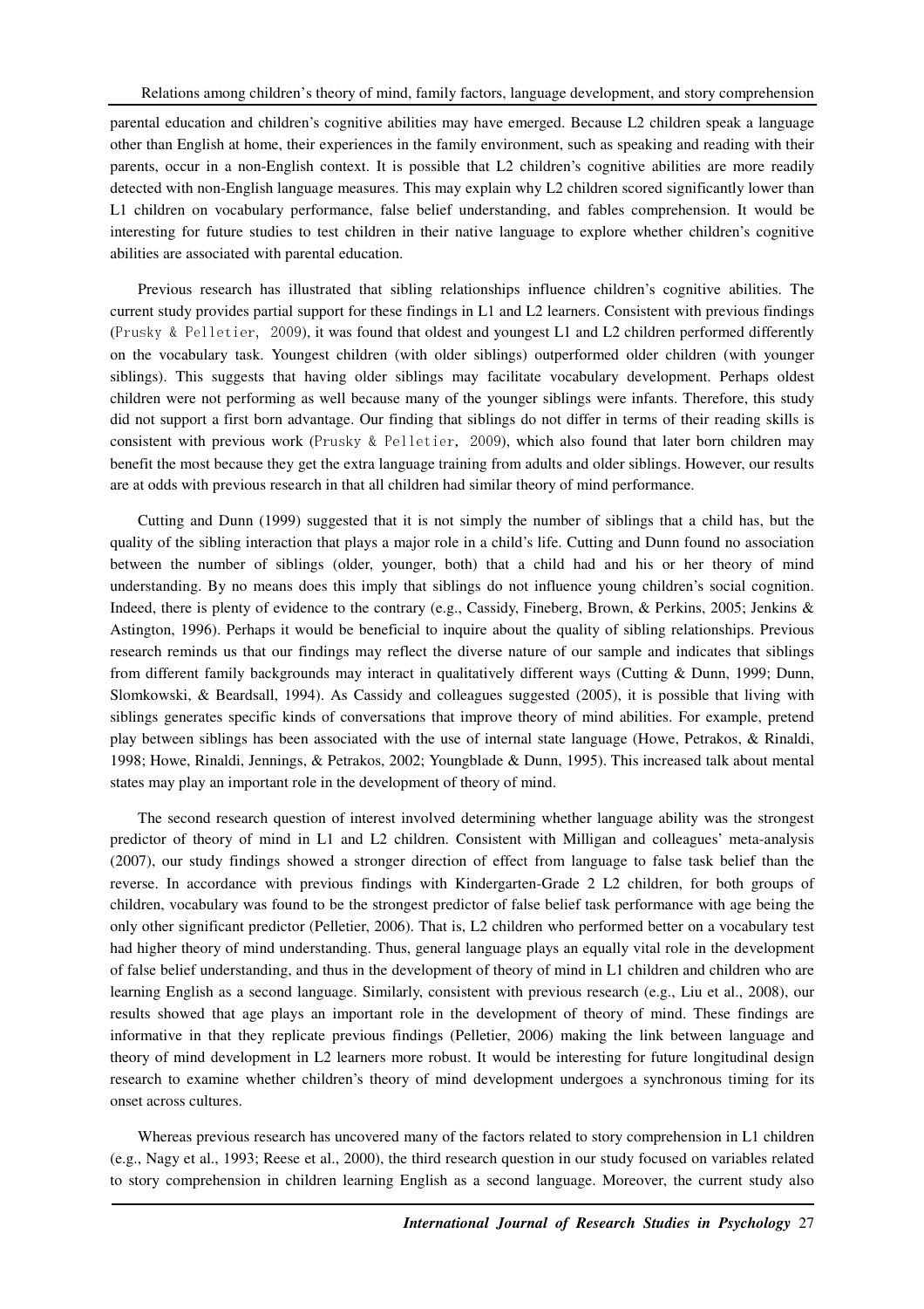parental education and children's cognitive abilities may have emerged. Because L2 children speak a language other than English at home, their experiences in the family environment, such as speaking and reading with their parents, occur in a non-English context. It is possible that L2 children's cognitive abilities are more readily detected with non-English language measures. This may explain why L2 children scored significantly lower than L1 children on vocabulary performance, false belief understanding, and fables comprehension. It would be interesting for future studies to test children in their native language to explore whether children's cognitive abilities are associated with parental education.

Previous research has illustrated that sibling relationships influence children's cognitive abilities. The current study provides partial support for these findings in L1 and L2 learners. Consistent with previous findings (Prusky & Pelletier, 2009), it was found that oldest and youngest L1 and L2 children performed differently on the vocabulary task. Youngest children (with older siblings) outperformed older children (with younger siblings). This suggests that having older siblings may facilitate vocabulary development. Perhaps oldest children were not performing as well because many of the younger siblings were infants. Therefore, this study did not support a first born advantage. Our finding that siblings do not differ in terms of their reading skills is consistent with previous work (Prusky & Pelletier, 2009), which also found that later born children may benefit the most because they get the extra language training from adults and older siblings. However, our results are at odds with previous research in that all children had similar theory of mind performance.

Cutting and Dunn (1999) suggested that it is not simply the number of siblings that a child has, but the quality of the sibling interaction that plays a major role in a child's life. Cutting and Dunn found no association between the number of siblings (older, younger, both) that a child had and his or her theory of mind understanding. By no means does this imply that siblings do not influence young children's social cognition. Indeed, there is plenty of evidence to the contrary (e.g., Cassidy, Fineberg, Brown, & Perkins, 2005; Jenkins & Astington, 1996). Perhaps it would be beneficial to inquire about the quality of sibling relationships. Previous research reminds us that our findings may reflect the diverse nature of our sample and indicates that siblings from different family backgrounds may interact in qualitatively different ways (Cutting & Dunn, 1999; Dunn, Slomkowski, & Beardsall, 1994). As Cassidy and colleagues suggested (2005), it is possible that living with siblings generates specific kinds of conversations that improve theory of mind abilities. For example, pretend play between siblings has been associated with the use of internal state language (Howe, Petrakos, & Rinaldi, 1998; Howe, Rinaldi, Jennings, & Petrakos, 2002; Youngblade & Dunn, 1995). This increased talk about mental states may play an important role in the development of theory of mind.

The second research question of interest involved determining whether language ability was the strongest predictor of theory of mind in L1 and L2 children. Consistent with Milligan and colleagues' meta-analysis (2007), our study findings showed a stronger direction of effect from language to false task belief than the reverse. In accordance with previous findings with Kindergarten-Grade 2 L2 children, for both groups of children, vocabulary was found to be the strongest predictor of false belief task performance with age being the only other significant predictor (Pelletier, 2006). That is, L2 children who performed better on a vocabulary test had higher theory of mind understanding. Thus, general language plays an equally vital role in the development of false belief understanding, and thus in the development of theory of mind in L1 children and children who are learning English as a second language. Similarly, consistent with previous research (e.g., Liu et al., 2008), our results showed that age plays an important role in the development of theory of mind. These findings are informative in that they replicate previous findings (Pelletier, 2006) making the link between language and theory of mind development in L2 learners more robust. It would be interesting for future longitudinal design research to examine whether children's theory of mind development undergoes a synchronous timing for its onset across cultures.

Whereas previous research has uncovered many of the factors related to story comprehension in L1 children (e.g., Nagy et al., 1993; Reese et al., 2000), the third research question in our study focused on variables related to story comprehension in children learning English as a second language. Moreover, the current study also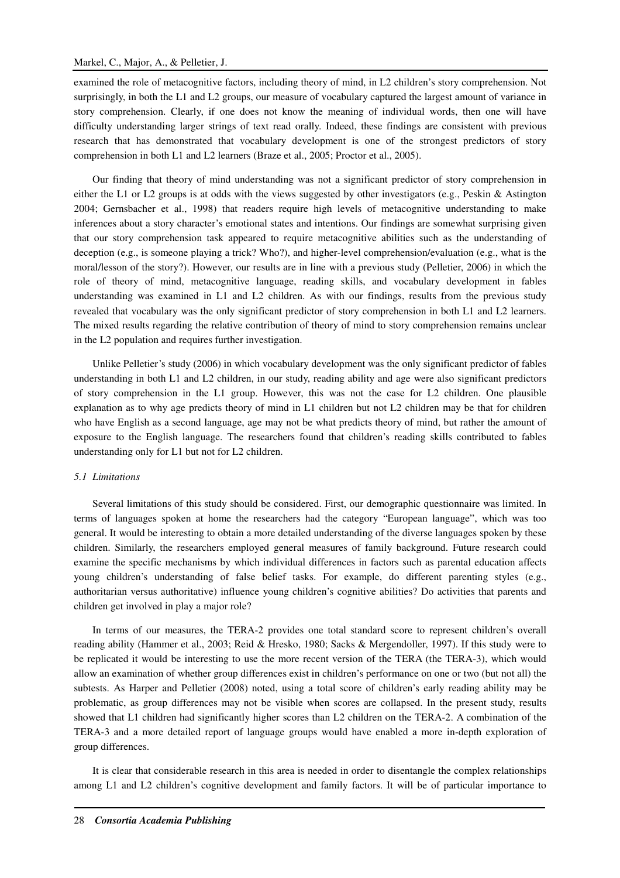examined the role of metacognitive factors, including theory of mind, in L2 children's story comprehension. Not surprisingly, in both the L1 and L2 groups, our measure of vocabulary captured the largest amount of variance in story comprehension. Clearly, if one does not know the meaning of individual words, then one will have difficulty understanding larger strings of text read orally. Indeed, these findings are consistent with previous research that has demonstrated that vocabulary development is one of the strongest predictors of story comprehension in both L1 and L2 learners (Braze et al., 2005; Proctor et al., 2005).

Our finding that theory of mind understanding was not a significant predictor of story comprehension in either the L1 or L2 groups is at odds with the views suggested by other investigators (e.g., Peskin & Astington 2004; Gernsbacher et al., 1998) that readers require high levels of metacognitive understanding to make inferences about a story character's emotional states and intentions. Our findings are somewhat surprising given that our story comprehension task appeared to require metacognitive abilities such as the understanding of deception (e.g., is someone playing a trick? Who?), and higher-level comprehension/evaluation (e.g., what is the moral/lesson of the story?). However, our results are in line with a previous study (Pelletier, 2006) in which the role of theory of mind, metacognitive language, reading skills, and vocabulary development in fables understanding was examined in L1 and L2 children. As with our findings, results from the previous study revealed that vocabulary was the only significant predictor of story comprehension in both L1 and L2 learners. The mixed results regarding the relative contribution of theory of mind to story comprehension remains unclear in the L2 population and requires further investigation.

Unlike Pelletier's study (2006) in which vocabulary development was the only significant predictor of fables understanding in both L1 and L2 children, in our study, reading ability and age were also significant predictors of story comprehension in the L1 group. However, this was not the case for L2 children. One plausible explanation as to why age predicts theory of mind in L1 children but not L2 children may be that for children who have English as a second language, age may not be what predicts theory of mind, but rather the amount of exposure to the English language. The researchers found that children's reading skills contributed to fables understanding only for L1 but not for L2 children.

### *5.1 Limitations*

Several limitations of this study should be considered. First, our demographic questionnaire was limited. In terms of languages spoken at home the researchers had the category "European language", which was too general. It would be interesting to obtain a more detailed understanding of the diverse languages spoken by these children. Similarly, the researchers employed general measures of family background. Future research could examine the specific mechanisms by which individual differences in factors such as parental education affects young children's understanding of false belief tasks. For example, do different parenting styles (e.g., authoritarian versus authoritative) influence young children's cognitive abilities? Do activities that parents and children get involved in play a major role?

In terms of our measures, the TERA-2 provides one total standard score to represent children's overall reading ability (Hammer et al., 2003; Reid & Hresko, 1980; Sacks & Mergendoller, 1997). If this study were to be replicated it would be interesting to use the more recent version of the TERA (the TERA-3), which would allow an examination of whether group differences exist in children's performance on one or two (but not all) the subtests. As Harper and Pelletier (2008) noted, using a total score of children's early reading ability may be problematic, as group differences may not be visible when scores are collapsed. In the present study, results showed that L1 children had significantly higher scores than L2 children on the TERA-2. A combination of the TERA-3 and a more detailed report of language groups would have enabled a more in-depth exploration of group differences.

It is clear that considerable research in this area is needed in order to disentangle the complex relationships among L1 and L2 children's cognitive development and family factors. It will be of particular importance to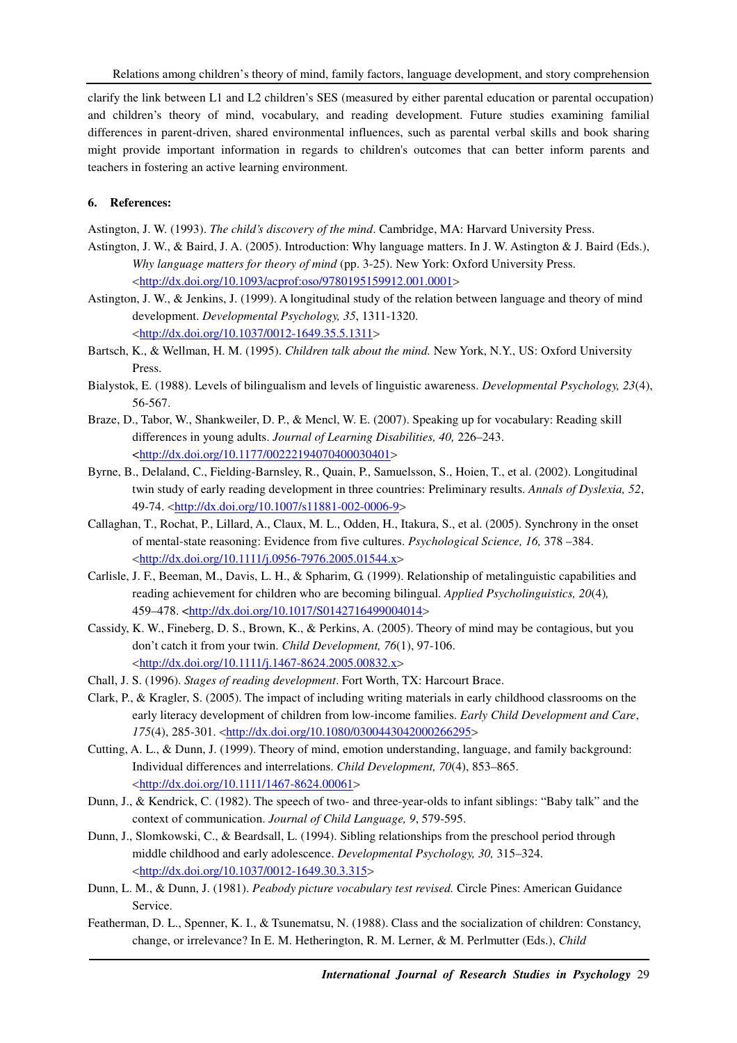clarify the link between L1 and L2 children's SES (measured by either parental education or parental occupation) and children's theory of mind, vocabulary, and reading development. Future studies examining familial differences in parent-driven, shared environmental influences, such as parental verbal skills and book sharing might provide important information in regards to children's outcomes that can better inform parents and teachers in fostering an active learning environment.

## 6. References:

Astington, J. W. (1993). *The child's discovery of the mind*. Cambridge, MA: Harvard University Press.

Astington, J. W., & Baird, J. A. (2005). Introduction: Why language matters. In J. W. Astington & J. Baird (Eds.), *Why language matters for theory of mind* (pp. 3-25). New York: Oxford University Press. <http://dx.doi.org/10.1093/acprof:oso/9780195159912.001.0001>

Astington, J. W., & Jenkins, J. (1999). A longitudinal study of the relation between language and theory of mind development. *Developmental Psychology, 35*, 1311-1320. <http://dx.doi.org/10.1037/0012-1649.35.5.1311>

Bartsch, K., & Wellman, H. M. (1995). *Children talk about the mind.* New York, N.Y., US: Oxford University Press.

Bialystok, E. (1988). Levels of bilingualism and levels of linguistic awareness. *Developmental Psychology, 23*(4), 56-567.

Braze, D., Tabor, W., Shankweiler, D. P., & Mencl, W. E. (2007). Speaking up for vocabulary: Reading skill differences in young adults. *Journal of Learning Disabilities, 40,* 226–243. <http://dx.doi.org/10.1177/00222194070400030401>

Byrne, B., Delaland, C., Fielding-Barnsley, R., Quain, P., Samuelsson, S., Hoien, T., et al. (2002). Longitudinal twin study of early reading development in three countries: Preliminary results. *Annals of Dyslexia, 52*, 49-74. <http://dx.doi.org/10.1007/s11881-002-0006-9>

Callaghan, T., Rochat, P., Lillard, A., Claux, M. L., Odden, H., Itakura, S., et al. (2005). Synchrony in the onset of mental-state reasoning: Evidence from five cultures. *Psychological Science, 16,* 378 –384. <http://dx.doi.org/10.1111/j.0956-7976.2005.01544.x>

Carlisle, J. F., Beeman, M., Davis, L. H., & Spharim, G. (1999). Relationship of metalinguistic capabilities and reading achievement for children who are becoming bilingual. *Applied Psycholinguistics, 20*(4), 459–478. <http://dx.doi.org/10.1017/S0142716499004014>

Cassidy, K. W., Fineberg, D. S., Brown, K., & Perkins, A. (2005). Theory of mind may be contagious, but you don't catch it from your twin. *Child Development, 76*(1), 97-106. <http://dx.doi.org/10.1111/j.1467-8624.2005.00832.x>

Chall, J. S. (1996). *Stages of reading development*. Fort Worth, TX: Harcourt Brace.

Clark, P., & Kragler, S. (2005). The impact of including writing materials in early childhood classrooms on the early literacy development of children from low-income families. *Early Child Development and Care*, *175*(4), 285-301. <http://dx.doi.org/10.1080/0300443042000266295>

Cutting, A. L., & Dunn, J. (1999). Theory of mind, emotion understanding, language, and family background: Individual differences and interrelations. *Child Development, 70*(4), 853–865. <http://dx.doi.org/10.1111/1467-8624.00061>

Dunn, J., & Kendrick, C. (1982). The speech of two- and three-year-olds to infant siblings: "Baby talk" and the context of communication. *Journal of Child Language, 9*, 579-595.

Dunn, J., Slomkowski, C., & Beardsall, L. (1994). Sibling relationships from the preschool period through middle childhood and early adolescence. *Developmental Psychology, 30,* 315–324. <http://dx.doi.org/10.1037/0012-1649.30.3.315>

Dunn, L. M., & Dunn, J. (1981). *Peabody picture vocabulary test revised.* Circle Pines: American Guidance Service.

Featherman, D. L., Spenner, K. I., & Tsunematsu, N. (1988). Class and the socialization of children: Constancy, change, or irrelevance? In E. M. Hetherington, R. M. Lerner, & M. Perlmutter (Eds.), *Child*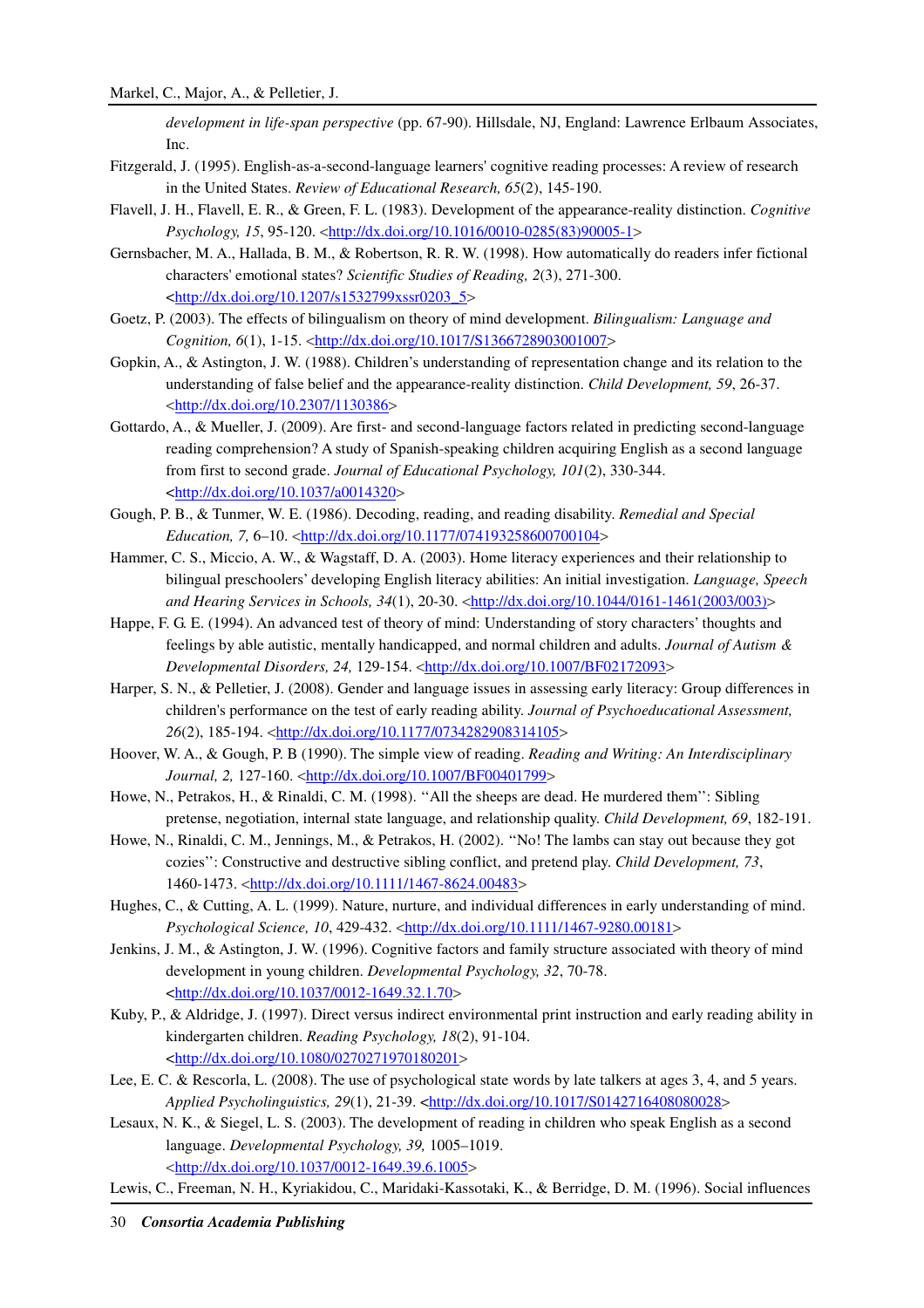*development in life-span perspective* (pp. 67-90). Hillsdale, NJ, England: Lawrence Erlbaum Associates, Inc.

Fitzgerald, J. (1995). English-as-a-second-language learners' cognitive reading processes: A review of research in the United States. *Review of Educational Research, 65*(2), 145-190.

Flavell, J. H., Flavell, E. R., & Green, F. L. (1983). Development of the appearance-reality distinction. *Cognitive Psychology, 15*, 95-120. <http://dx.doi.org/10.1016/0010-0285(83)90005-1>

Gernsbacher, M. A., Hallada, B. M., & Robertson, R. R. W. (1998). How automatically do readers infer fictional characters' emotional states? *Scientific Studies of Reading, 2*(3), 271-300. <http://dx.doi.org/10.1207/s1532799xssr0203_5>

Goetz, P. (2003). The effects of bilingualism on theory of mind development. *Bilingualism: Language and Cognition, 6*(1), 1-15. <http://dx.doi.org/10.1017/S1366728903001007>

Gopkin, A., & Astington, J. W. (1988). Children's understanding of representation change and its relation to the understanding of false belief and the appearance-reality distinction. *Child Development, 59*, 26-37. <http://dx.doi.org/10.2307/1130386>

Gottardo, A., & Mueller, J. (2009). Are first- and second-language factors related in predicting second-language reading comprehension? A study of Spanish-speaking children acquiring English as a second language from first to second grade. *Journal of Educational Psychology, 101*(2), 330-344. <http://dx.doi.org/10.1037/a0014320>

Gough, P. B., & Tunmer, W. E. (1986). Decoding, reading, and reading disability. *Remedial and Special Education, 7,* 6–10. <http://dx.doi.org/10.1177/074193258600700104>

Hammer, C. S., Miccio, A. W., & Wagstaff, D. A. (2003). Home literacy experiences and their relationship to bilingual preschoolers' developing English literacy abilities: An initial investigation. *Language, Speech and Hearing Services in Schools, 34*(1), 20-30. <http://dx.doi.org/10.1044/0161-1461(2003/003)>

Happe, F. G. E. (1994). An advanced test of theory of mind: Understanding of story characters' thoughts and feelings by able autistic, mentally handicapped, and normal children and adults. *Journal of Autism & Developmental Disorders, 24,* 129-154. <http://dx.doi.org/10.1007/BF02172093>

Harper, S. N., & Pelletier, J. (2008). Gender and language issues in assessing early literacy: Group differences in children's performance on the test of early reading ability. *Journal of Psychoeducational Assessment, 26*(2), 185-194. <http://dx.doi.org/10.1177/0734282908314105>

Hoover, W. A., & Gough, P. B (1990). The simple view of reading. *Reading and Writing: An Interdisciplinary Journal, 2,* 127-160. <http://dx.doi.org/10.1007/BF00401799>

Howe, N., Petrakos, H., & Rinaldi, C. M. (1998). ''All the sheeps are dead. He murdered them'': Sibling pretense, negotiation, internal state language, and relationship quality. *Child Development, 69*, 182-191.

Howe, N., Rinaldi, C. M., Jennings, M., & Petrakos, H. (2002). ''No! The lambs can stay out because they got cozies'': Constructive and destructive sibling conflict, and pretend play. *Child Development, 73*, 1460-1473. <http://dx.doi.org/10.1111/1467-8624.00483>

Hughes, C., & Cutting, A. L. (1999). Nature, nurture, and individual differences in early understanding of mind. *Psychological Science, 10*, 429-432. <http://dx.doi.org/10.1111/1467-9280.00181>

Jenkins, J. M., & Astington, J. W. (1996). Cognitive factors and family structure associated with theory of mind development in young children. *Developmental Psychology, 32*, 70-78. <http://dx.doi.org/10.1037/0012-1649.32.1.70>

Kuby, P., & Aldridge, J. (1997). Direct versus indirect environmental print instruction and early reading ability in kindergarten children. *Reading Psychology, 18*(2), 91-104. <http://dx.doi.org/10.1080/0270271970180201>

Lee, E. C. & Rescorla, L. (2008). The use of psychological state words by late talkers at ages 3, 4, and 5 years. *Applied Psycholinguistics, 29*(1), 21-39. <http://dx.doi.org/10.1017/S0142716408080028>

Lesaux, N. K., & Siegel, L. S. (2003). The development of reading in children who speak English as a second language. *Developmental Psychology, 39,* 1005–1019. <http://dx.doi.org/10.1037/0012-1649.39.6.1005>

Lewis, C., Freeman, N. H., Kyriakidou, C., Maridaki-Kassotaki, K., & Berridge, D. M. (1996). Social influences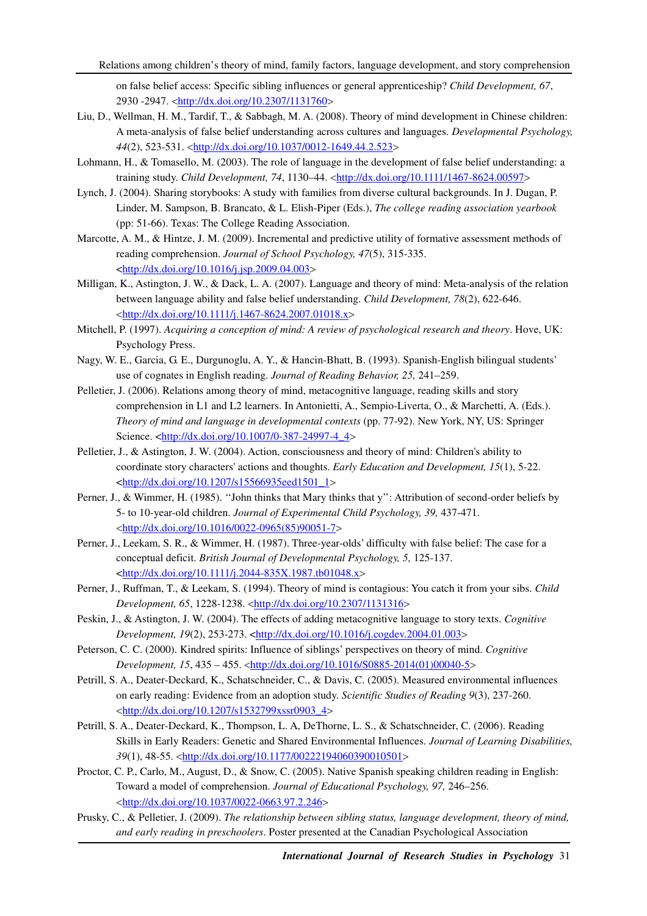on false belief access: Specific sibling influences or general apprenticeship? *Child Development, 67*, 2930 -2947. <http://dx.doi.org/10.2307/1131760>

Liu, D., Wellman, H. M., Tardif, T., & Sabbagh, M. A. (2008). Theory of mind development in Chinese children: A meta-analysis of false belief understanding across cultures and languages. *Developmental Psychology, 44*(2), 523-531. <http://dx.doi.org/10.1037/0012-1649.44.2.523>

Lohmann, H., & Tomasello, M. (2003). The role of language in the development of false belief understanding: a training study. *Child Development, 74*, 1130–44. <http://dx.doi.org/10.1111/1467-8624.00597>

Lynch, J. (2004). Sharing storybooks: A study with families from diverse cultural backgrounds. In J. Dugan, P. Linder, M. Sampson, B. Brancato, & L. Elish-Piper (Eds.), *The college reading association yearbook* (pp: 51-66). Texas: The College Reading Association.

Marcotte, A. M., & Hintze, J. M. (2009). Incremental and predictive utility of formative assessment methods of reading comprehension. *Journal of School Psychology, 47*(5), 315-335. <http://dx.doi.org/10.1016/j.jsp.2009.04.003>

Milligan, K., Astington, J. W., & Dack, L. A. (2007). Language and theory of mind: Meta-analysis of the relation between language ability and false belief understanding. *Child Development, 78*(2), 622-646. <http://dx.doi.org/10.1111/j.1467-8624.2007.01018.x>

Mitchell, P. (1997). *Acquiring a conception of mind: A review of psychological research and theory*. Hove, UK: Psychology Press.

Nagy, W. E., Garcia, G. E., Durgunoglu, A. Y., & Hancin-Bhatt, B. (1993). Spanish-English bilingual students' use of cognates in English reading. *Journal of Reading Behavior, 25,* 241–259.

Pelletier, J. (2006). Relations among theory of mind, metacognitive language, reading skills and story comprehension in L1 and L2 learners. In Antonietti, A., Sempio-Liverta, O., & Marchetti, A. (Eds.). *Theory of mind and language in developmental contexts* (pp. 77-92). New York, NY, US: Springer Science. <http://dx.doi.org/10.1007/0-387-24997-4_4>

Pelletier, J., & Astington, J. W. (2004). Action, consciousness and theory of mind: Children's ability to coordinate story characters' actions and thoughts. *Early Education and Development, 15*(1), 5-22. <http://dx.doi.org/10.1207/s15566935eed1501_1>

Perner, J., & Wimmer, H. (1985). "John thinks that Mary thinks that y": Attribution of second-order beliefs by 5- to 10-year-old children. *Journal of Experimental Child Psychology, 39,* 437-471. <http://dx.doi.org/10.1016/0022-0965(85)90051-7>

Perner, J., Leekam, S. R., & Wimmer, H. (1987). Three-year-olds' difficulty with false belief: The case for a conceptual deficit. *British Journal of Developmental Psychology, 5,* 125-137. <http://dx.doi.org/10.1111/j.2044-835X.1987.tb01048.x>

Perner, J., Ruffman, T., & Leekam, S. (1994). Theory of mind is contagious: You catch it from your sibs. *Child Development, 65*, 1228-1238. <http://dx.doi.org/10.2307/1131316>

Peskin, J., & Astington, J. W. (2004). The effects of adding metacognitive language to story texts. *Cognitive Development, 19*(2), 253-273. <http://dx.doi.org/10.1016/j.cogdev.2004.01.003>

Peterson, C. C. (2000). Kindred spirits: Influence of siblings' perspectives on theory of mind. *Cognitive Development, 15*, 435 – 455. <http://dx.doi.org/10.1016/S0885-2014(01)00040-5>

Petrill, S. A., Deater-Deckard, K., Schatschneider, C., & Davis, C. (2005). Measured environmental influences on early reading: Evidence from an adoption study. *Scientific Studies of Reading 9*(3), 237-260. <http://dx.doi.org/10.1207/s1532799xssr0903_4>

Petrill, S. A., Deater-Deckard, K., Thompson, L. A, DeThorne, L. S., & Schatschneider, C. (2006). Reading Skills in Early Readers: Genetic and Shared Environmental Influences. *Journal of Learning Disabilities, 39*(1), 48-55. <http://dx.doi.org/10.1177/00222194060390010501>

Proctor, C. P., Carlo, M., August, D., & Snow, C. (2005). Native Spanish speaking children reading in English: Toward a model of comprehension. *Journal of Educational Psychology, 97,* 246–256. <http://dx.doi.org/10.1037/0022-0663.97.2.246>

Prusky, C., & Pelletier, J. (2009). *The relationship between sibling status, language development, theory of mind, and early reading in preschoolers*. Poster presented at the Canadian Psychological Association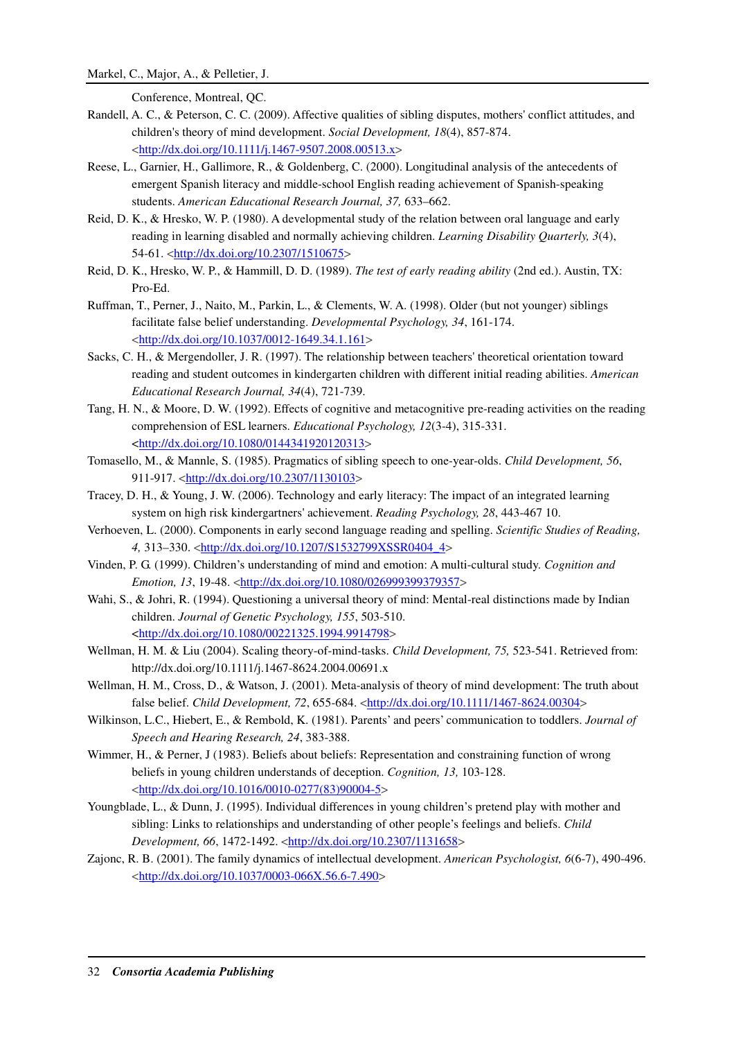Conference, Montreal, QC.

Randell, A. C., & Peterson, C. C. (2009). Affective qualities of sibling disputes, mothers' conflict attitudes, and children's theory of mind development. *Social Development, 18*(4), 857-874. <http://dx.doi.org/10.1111/j.1467-9507.2008.00513.x>

Reese, L., Garnier, H., Gallimore, R., & Goldenberg, C. (2000). Longitudinal analysis of the antecedents of emergent Spanish literacy and middle-school English reading achievement of Spanish-speaking students. *American Educational Research Journal, 37,* 633–662.

Reid, D. K., & Hresko, W. P. (1980). A developmental study of the relation between oral language and early reading in learning disabled and normally achieving children. *Learning Disability Quarterly, 3*(4), 54-61. <http://dx.doi.org/10.2307/1510675>

Reid, D. K., Hresko, W. P., & Hammill, D. D. (1989). *The test of early reading ability* (2nd ed.). Austin, TX: Pro-Ed.

Ruffman, T., Perner, J., Naito, M., Parkin, L., & Clements, W. A. (1998). Older (but not younger) siblings facilitate false belief understanding. *Developmental Psychology, 34*, 161-174. <http://dx.doi.org/10.1037/0012-1649.34.1.161>

Sacks, C. H., & Mergendoller, J. R. (1997). The relationship between teachers' theoretical orientation toward reading and student outcomes in kindergarten children with different initial reading abilities. *American Educational Research Journal, 34*(4), 721-739.

Tang, H. N., & Moore, D. W. (1992). Effects of cognitive and metacognitive pre-reading activities on the reading comprehension of ESL learners. *Educational Psychology, 12*(3-4), 315-331. <http://dx.doi.org/10.1080/0144341920120313>

Tomasello, M., & Mannle, S. (1985). Pragmatics of sibling speech to one-year-olds. *Child Development, 56*, 911-917. <http://dx.doi.org/10.2307/1130103>

Tracey, D. H., & Young, J. W. (2006). Technology and early literacy: The impact of an integrated learning system on high risk kindergartners' achievement. *Reading Psychology, 28*, 443-467 10.

Verhoeven, L. (2000). Components in early second language reading and spelling. *Scientific Studies of Reading, 4,* 313–330. <http://dx.doi.org/10.1207/S1532799XSSR0404_4>

Vinden, P. G. (1999). Children's understanding of mind and emotion: A multi-cultural study. *Cognition and Emotion, 13*, 19-48. <http://dx.doi.org/10.1080/026999399379357>

Wahi, S., & Johri, R. (1994). Questioning a universal theory of mind: Mental-real distinctions made by Indian children. *Journal of Genetic Psychology, 155*, 503-510. <http://dx.doi.org/10.1080/00221325.1994.9914798>

Wellman, H. M. & Liu (2004). Scaling theory-of-mind-tasks. *Child Development, 75,* 523-541. Retrieved from: http://dx.doi.org/10.1111/j.1467-8624.2004.00691.x

Wellman, H. M., Cross, D., & Watson, J. (2001). Meta-analysis of theory of mind development: The truth about false belief. *Child Development, 72*, 655-684. <http://dx.doi.org/10.1111/1467-8624.00304>

Wilkinson, L.C., Hiebert, E., & Rembold, K. (1981). Parents' and peers' communication to toddlers. *Journal of Speech and Hearing Research, 24*, 383-388.

Wimmer, H., & Perner, J (1983). Beliefs about beliefs: Representation and constraining function of wrong beliefs in young children understands of deception. *Cognition, 13,* 103-128. <http://dx.doi.org/10.1016/0010-0277(83)90004-5>

Youngblade, L., & Dunn, J. (1995). Individual differences in young children's pretend play with mother and sibling: Links to relationships and understanding of other people's feelings and beliefs. *Child Development, 66*, 1472-1492. <http://dx.doi.org/10.2307/1131658>

Zajonc, R. B. (2001). The family dynamics of intellectual development. *American Psychologist, 6*(6-7), 490-496. <http://dx.doi.org/10.1037/0003-066X.56.6-7.490>